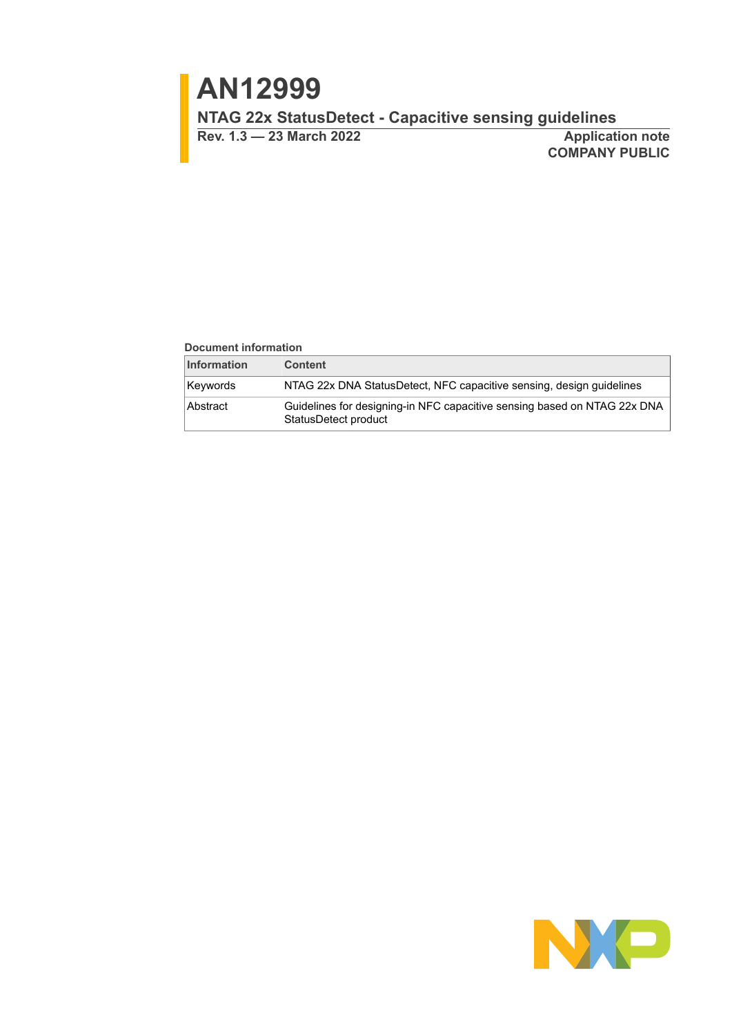# AN12999

## NTAG 22x StatusDetect - Capacitive sensing guidelines

**Rev. 1.3 — 23 March 2022**

**Application note**
**COMPANY PUBLIC**

**Document information**

| Information | Content |
|---|---|
| Keywords | NTAG 22x DNA StatusDetect, NFC capacitive sensing, design guidelines |
| Abstract | Guidelines for designing-in NFC capacitive sensing based on NTAG 22x DNA StatusDetect product |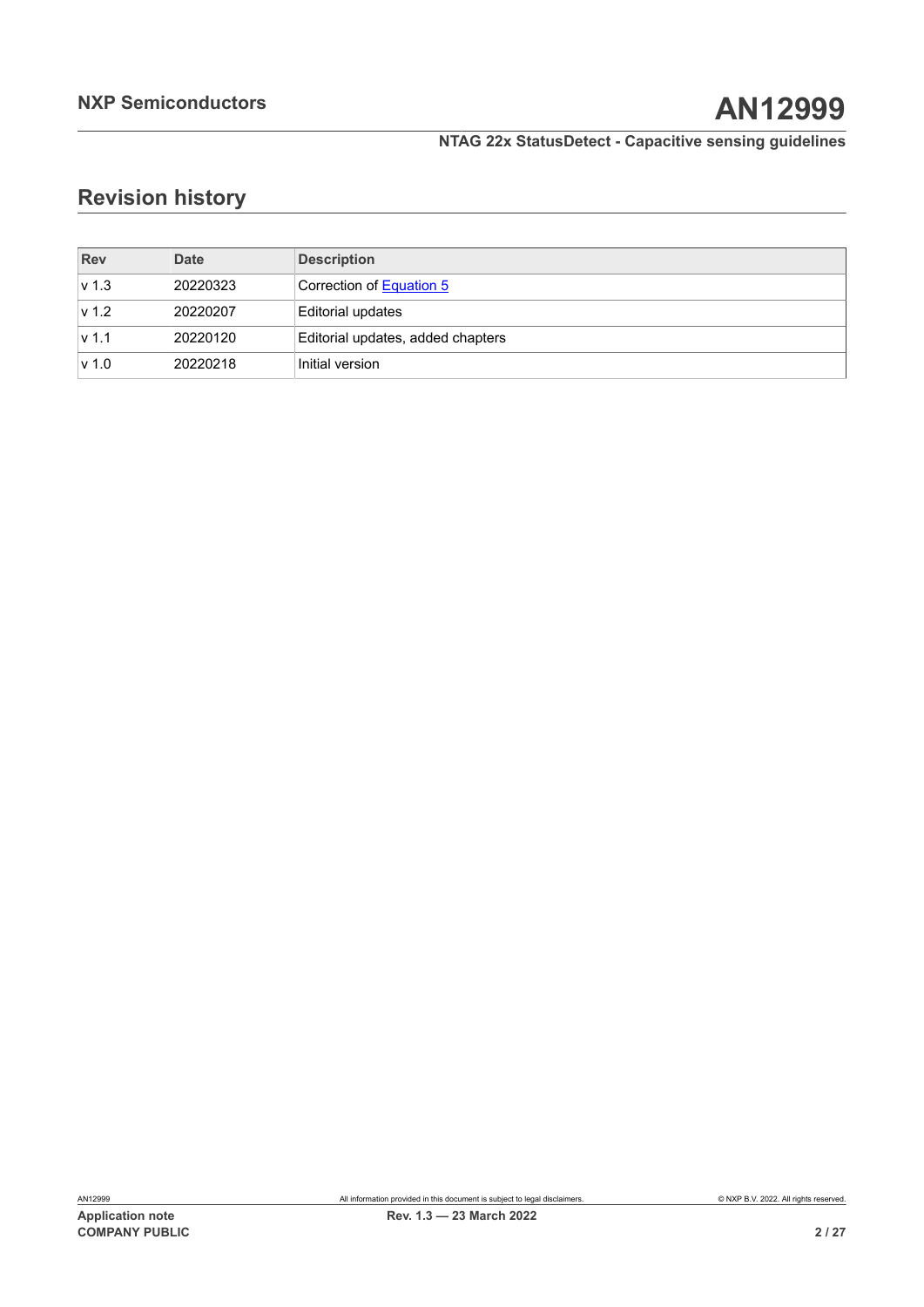## Revision history

| Rev | Date | Description |
|---|---|---|
| v 1.3 | 20220323 | Correction of Equation 5 |
| v 1.2 | 20220207 | Editorial updates |
| v 1.1 | 20220120 | Editorial updates, added chapters |
| v 1.0 | 20220218 | Initial version |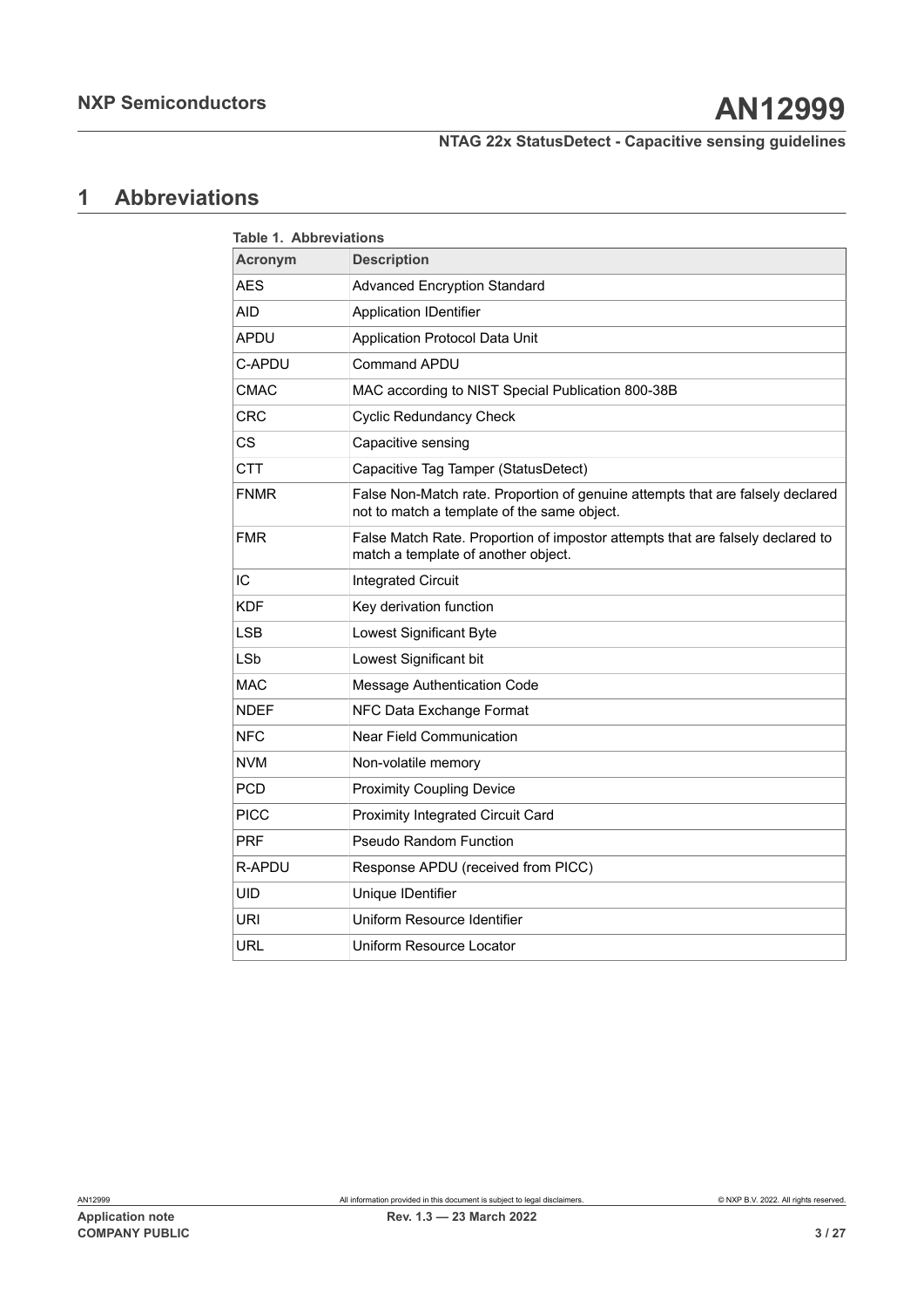# 1 Abbreviations

Table 1. Abbreviations

| Acronym | Description |
| --- | --- |
| AES | Advanced Encryption Standard |
| AID | Application IDentifier |
| APDU | Application Protocol Data Unit |
| C-APDU | Command APDU |
| CMAC | MAC according to NIST Special Publication 800-38B |
| CRC | Cyclic Redundancy Check |
| CS | Capacitive sensing |
| CTT | Capacitive Tag Tamper (StatusDetect) |
| FNMR | False Non-Match rate. Proportion of genuine attempts that are falsely declared not to match a template of the same object. |
| FMR | False Match Rate. Proportion of impostor attempts that are falsely declared to match a template of another object. |
| IC | Integrated Circuit |
| KDF | Key derivation function |
| LSB | Lowest Significant Byte |
| LSb | Lowest Significant bit |
| MAC | Message Authentication Code |
| NDEF | NFC Data Exchange Format |
| NFC | Near Field Communication |
| NVM | Non-volatile memory |
| PCD | Proximity Coupling Device |
| PICC | Proximity Integrated Circuit Card |
| PRF | Pseudo Random Function |
| R-APDU | Response APDU (received from PICC) |
| UID | Unique IDentifier |
| URI | Uniform Resource Identifier |
| URL | Uniform Resource Locator |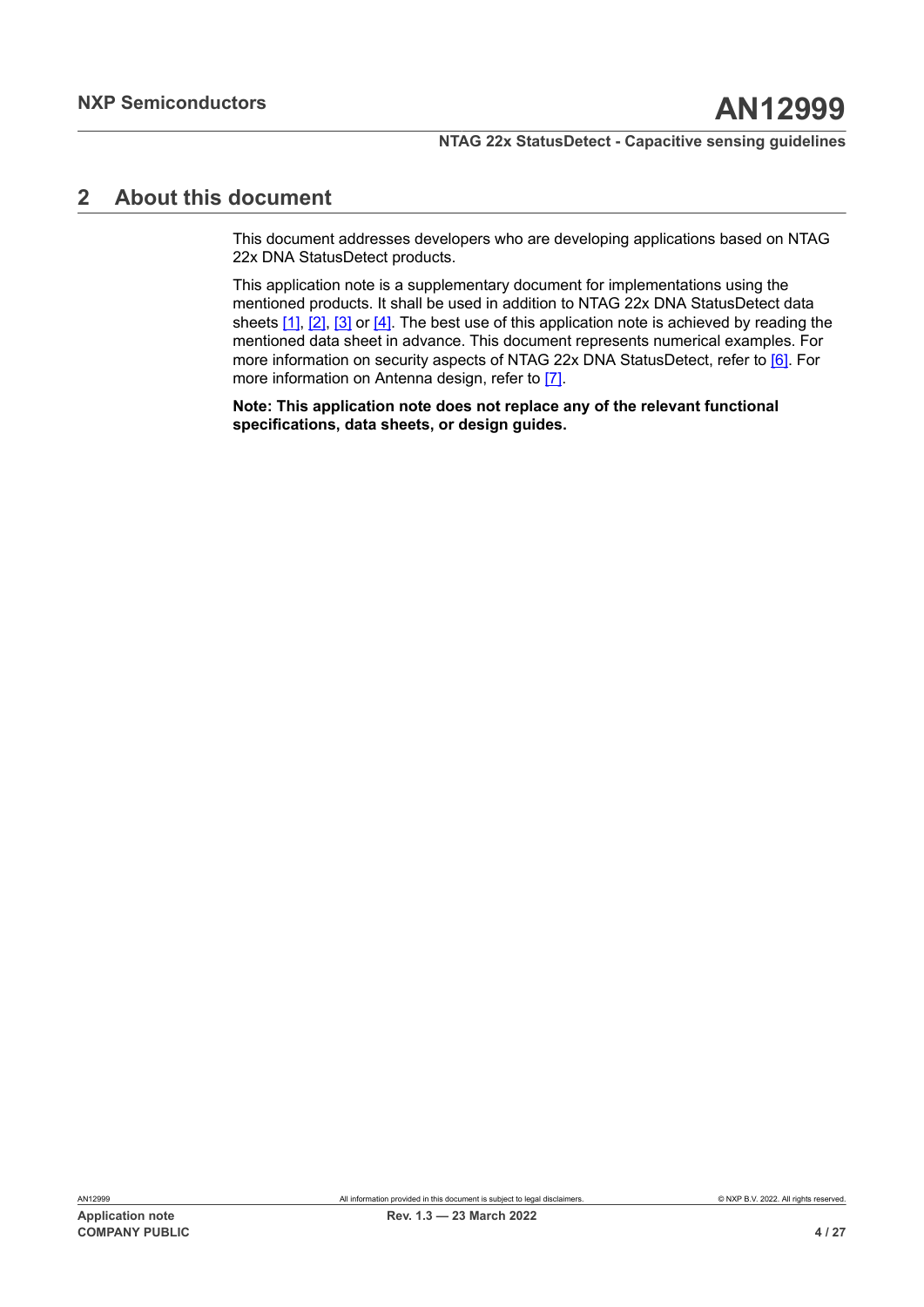## 2 About this document

This document addresses developers who are developing applications based on NTAG 22x DNA StatusDetect products.

This application note is a supplementary document for implementations using the mentioned products. It shall be used in addition to NTAG 22x DNA StatusDetect data sheets [1], [2], [3] or [4]. The best use of this application note is achieved by reading the mentioned data sheet in advance. This document represents numerical examples. For more information on security aspects of NTAG 22x DNA StatusDetect, refer to [6]. For more information on Antenna design, refer to [7].

**Note: This application note does not replace any of the relevant functional specifications, data sheets, or design guides.**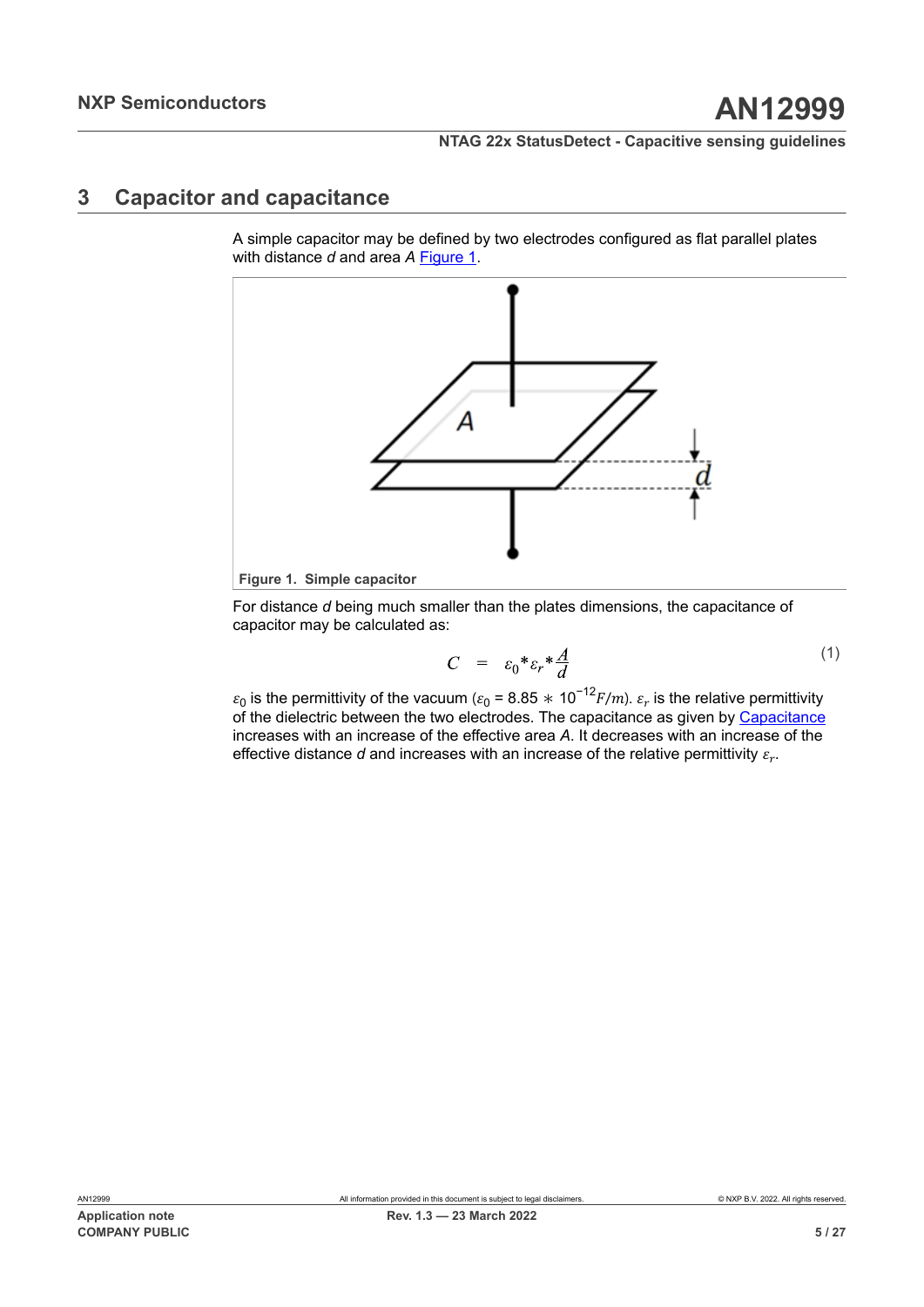## 3 Capacitor and capacitance

A simple capacitor may be defined by two electrodes configured as flat parallel plates with distance *d* and area *A* Figure 1.

Figure 1. Simple capacitor

For distance *d* being much smaller than the plates dimensions, the capacitance of capacitor may be calculated as:

$$C = \varepsilon_0 * \varepsilon_r * \frac{A}{d} \tag{1}$$

$\varepsilon_0$ is the permittivity of the vacuum ($\varepsilon_0$ = 8.85 $*$ $10^{-12} F/m$). $\varepsilon_r$ is the relative permittivity of the dielectric between the two electrodes. The capacitance as given by Capacitance increases with an increase of the effective area *A*. It decreases with an increase of the effective distance *d* and increases with an increase of the relative permittivity $\varepsilon_r$.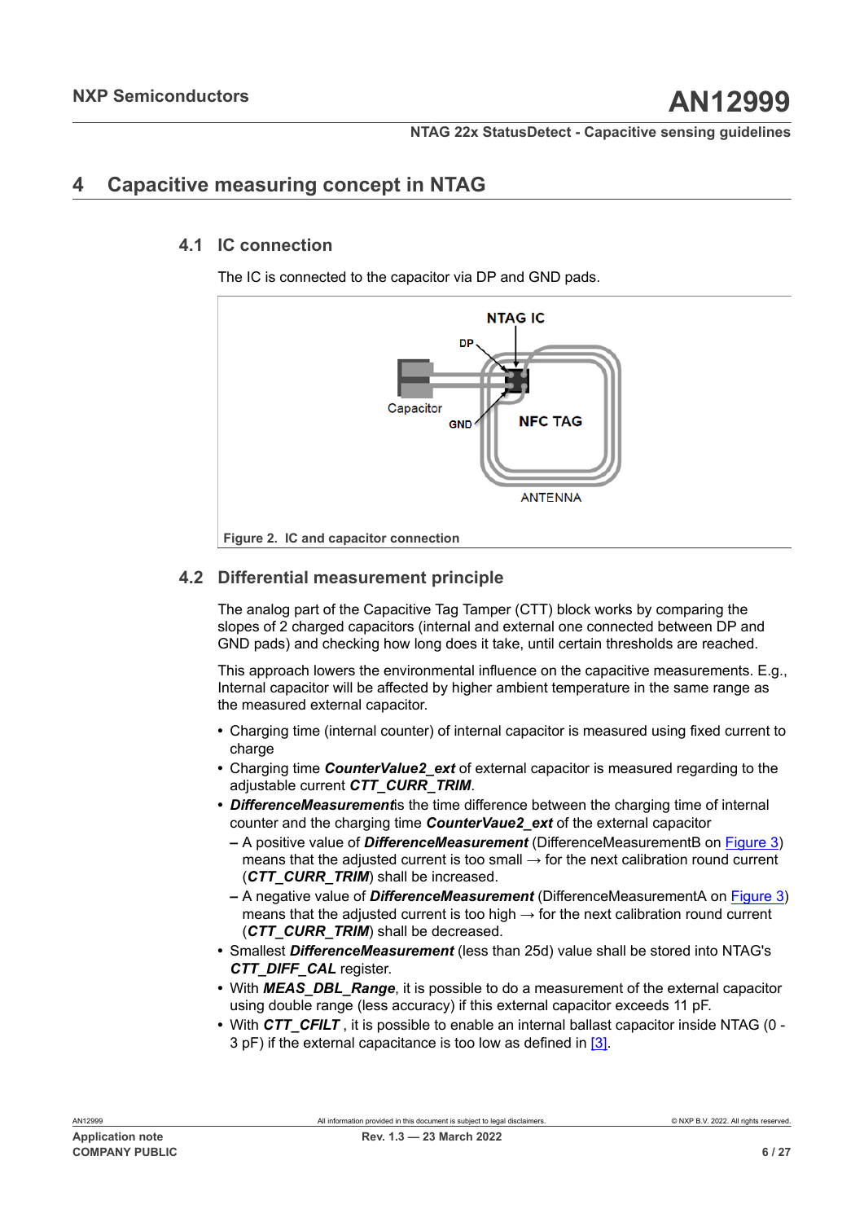# 4 Capacitive measuring concept in NTAG

## 4.1 IC connection

The IC is connected to the capacitor via DP and GND pads.

Figure 2. IC and capacitor connection

## 4.2 Differential measurement principle

The analog part of the Capacitive Tag Tamper (CTT) block works by comparing the slopes of 2 charged capacitors (internal and external one connected between DP and GND pads) and checking how long does it take, until certain thresholds are reached.

This approach lowers the environmental influence on the capacitive measurements. E.g., Internal capacitor will be affected by higher ambient temperature in the same range as the measured external capacitor.

- Charging time (internal counter) of internal capacitor is measured using fixed current to charge
- Charging time ***CounterValue2_ext*** of external capacitor is measured regarding to the adjustable current ***CTT_CURR_TRIM***.
- ***DifferenceMeasurement***is the time difference between the charging time of internal counter and the charging time ***CounterVaue2_ext*** of the external capacitor
  - A positive value of ***DifferenceMeasurement*** (DifferenceMeasurementB on Figure 3) means that the adjusted current is too small → for the next calibration round current (***CTT_CURR_TRIM***) shall be increased.
  - A negative value of ***DifferenceMeasurement*** (DifferenceMeasurementA on Figure 3) means that the adjusted current is too high → for the next calibration round current (***CTT_CURR_TRIM***) shall be decreased.
- Smallest ***DifferenceMeasurement*** (less than 25d) value shall be stored into NTAG's ***CTT_DIFF_CAL*** register.
- With ***MEAS_DBL_Range***, it is possible to do a measurement of the external capacitor using double range (less accuracy) if this external capacitor exceeds 11 pF.
- With ***CTT_CFILT*** , it is possible to enable an internal ballast capacitor inside NTAG (0 - 3 pF) if the external capacitance is too low as defined in [3].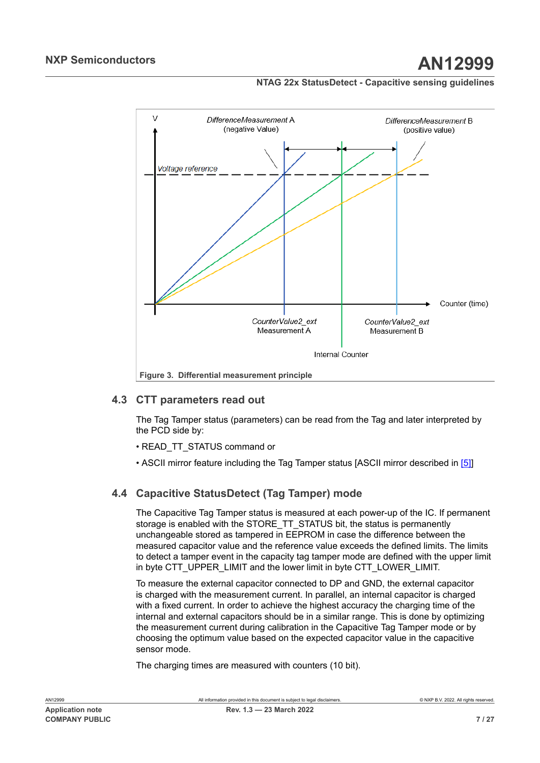Figure 3. Differential measurement principle

## 4.3 CTT parameters read out

The Tag Tamper status (parameters) can be read from the Tag and later interpreted by the PCD side by:

- READ_TT_STATUS command or
- ASCII mirror feature including the Tag Tamper status [ASCII mirror described in [5]]

## 4.4 Capacitive StatusDetect (Tag Tamper) mode

The Capacitive Tag Tamper status is measured at each power-up of the IC. If permanent storage is enabled with the STORE_TT_STATUS bit, the status is permanently unchangeable stored as tampered in EEPROM in case the difference between the measured capacitor value and the reference value exceeds the defined limits. The limits to detect a tamper event in the capacity tag tamper mode are defined with the upper limit in byte CTT_UPPER_LIMIT and the lower limit in byte CTT_LOWER_LIMIT.

To measure the external capacitor connected to DP and GND, the external capacitor is charged with the measurement current. In parallel, an internal capacitor is charged with a fixed current. In order to achieve the highest accuracy the charging time of the internal and external capacitors should be in a similar range. This is done by optimizing the measurement current during calibration in the Capacitive Tag Tamper mode or by choosing the optimum value based on the expected capacitor value in the capacitive sensor mode.

The charging times are measured with counters (10 bit).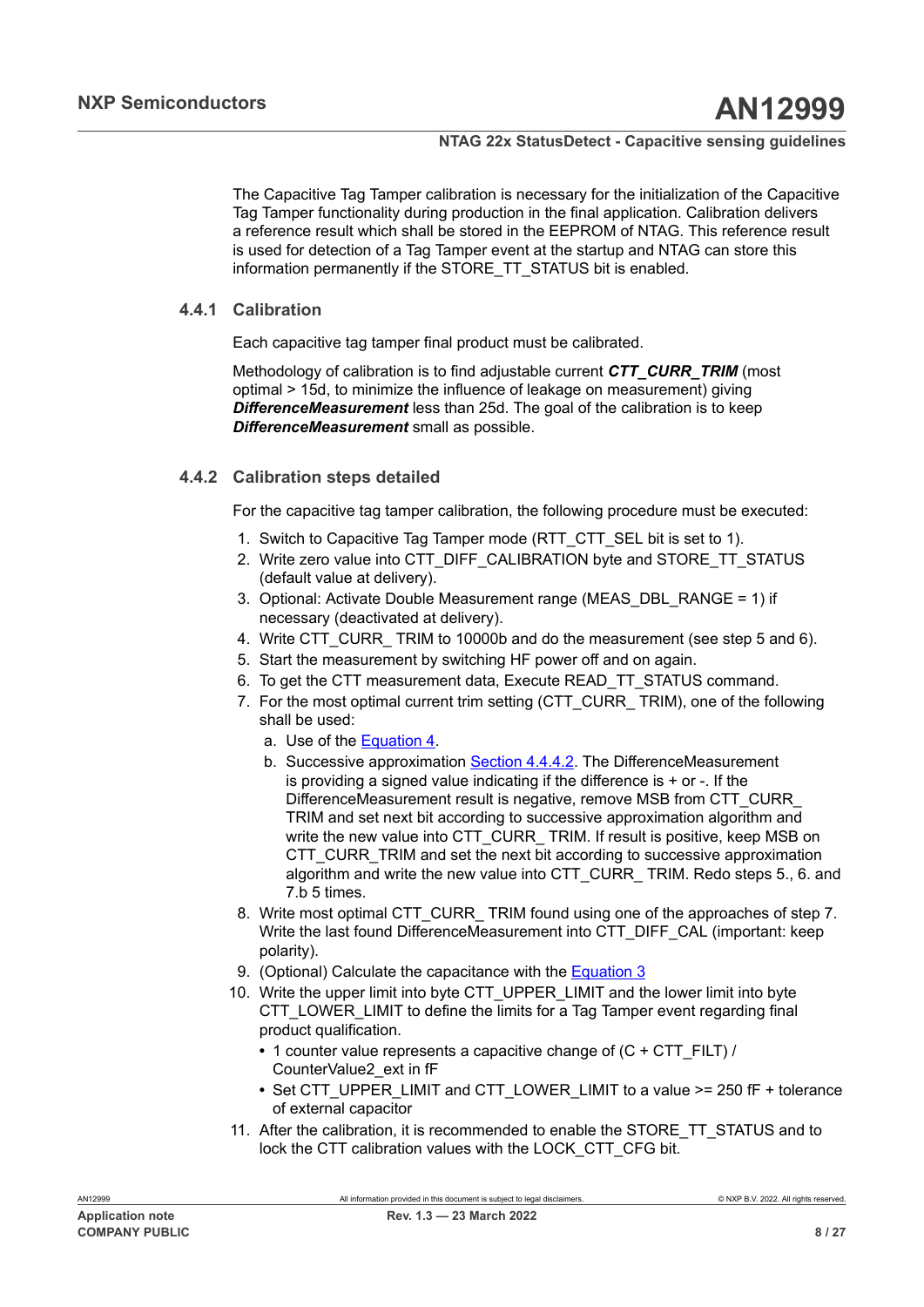The Capacitive Tag Tamper calibration is necessary for the initialization of the Capacitive Tag Tamper functionality during production in the final application. Calibration delivers a reference result which shall be stored in the EEPROM of NTAG. This reference result is used for detection of a Tag Tamper event at the startup and NTAG can store this information permanently if the STORE_TT_STATUS bit is enabled.

### 4.4.1 Calibration

Each capacitive tag tamper final product must be calibrated.

Methodology of calibration is to find adjustable current ***CTT_CURR_TRIM*** (most optimal > 15d, to minimize the influence of leakage on measurement) giving ***DifferenceMeasurement*** less than 25d. The goal of the calibration is to keep ***DifferenceMeasurement*** small as possible.

### 4.4.2 Calibration steps detailed

For the capacitive tag tamper calibration, the following procedure must be executed:

1. Switch to Capacitive Tag Tamper mode (RTT_CTT_SEL bit is set to 1).
2. Write zero value into CTT_DIFF_CALIBRATION byte and STORE_TT_STATUS (default value at delivery).
3. Optional: Activate Double Measurement range (MEAS_DBL_RANGE = 1) if necessary (deactivated at delivery).
4. Write CTT_CURR_ TRIM to 10000b and do the measurement (see step 5 and 6).
5. Start the measurement by switching HF power off and on again.
6. To get the CTT measurement data, Execute READ_TT_STATUS command.
7. For the most optimal current trim setting (CTT_CURR_ TRIM), one of the following shall be used:
   a. Use of the Equation 4.
   b. Successive approximation Section 4.4.4.2. The DifferenceMeasurement is providing a signed value indicating if the difference is + or -. If the DifferenceMeasurement result is negative, remove MSB from CTT_CURR_ TRIM and set next bit according to successive approximation algorithm and write the new value into CTT_CURR_ TRIM. If result is positive, keep MSB on CTT_CURR_TRIM and set the next bit according to successive approximation algorithm and write the new value into CTT_CURR_ TRIM. Redo steps 5., 6. and 7.b 5 times.
8. Write most optimal CTT_CURR_ TRIM found using one of the approaches of step 7. Write the last found DifferenceMeasurement into CTT_DIFF_CAL (important: keep polarity).
9. (Optional) Calculate the capacitance with the Equation 3
10. Write the upper limit into byte CTT_UPPER_LIMIT and the lower limit into byte CTT_LOWER_LIMIT to define the limits for a Tag Tamper event regarding final product qualification.
    - 1 counter value represents a capacitive change of (C + CTT_FILT) / CounterValue2_ext in fF
    - Set CTT_UPPER_LIMIT and CTT_LOWER_LIMIT to a value >= 250 fF + tolerance of external capacitor
11. After the calibration, it is recommended to enable the STORE_TT_STATUS and to lock the CTT calibration values with the LOCK_CTT_CFG bit.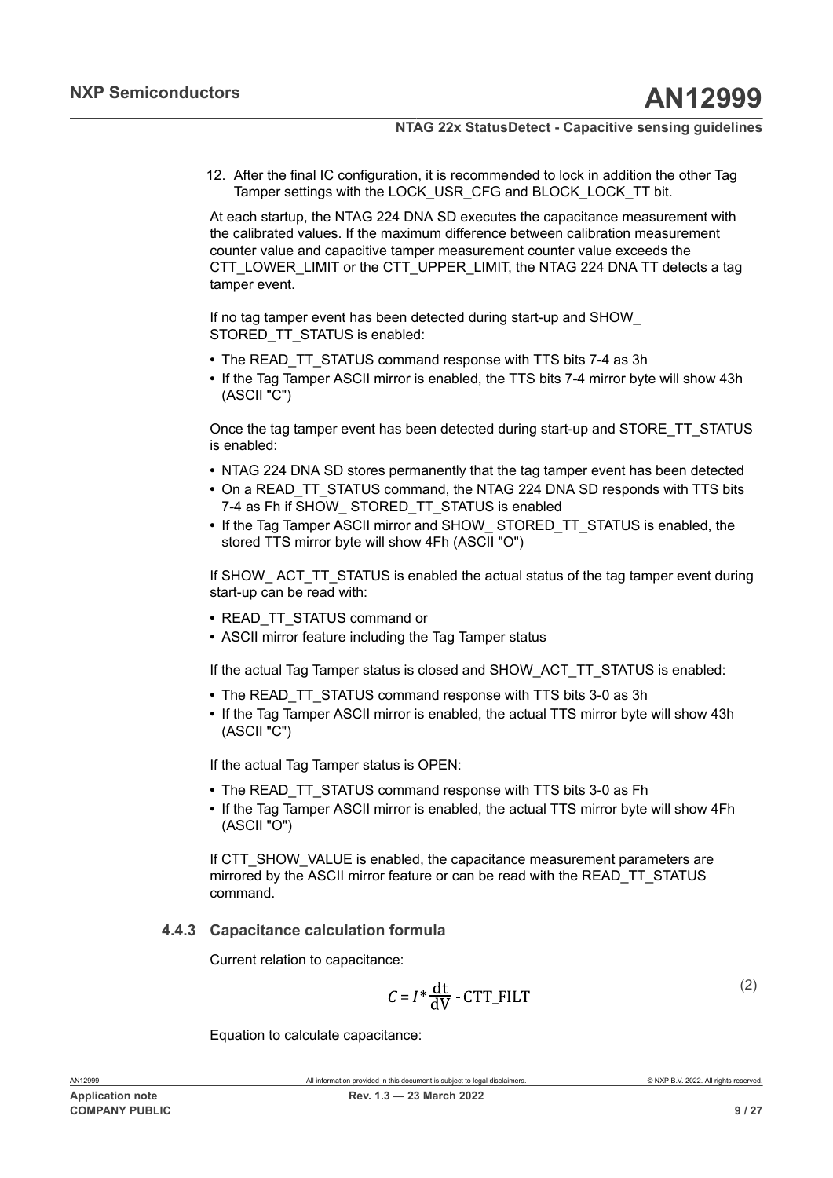12. After the final IC configuration, it is recommended to lock in addition the other Tag Tamper settings with the LOCK_USR_CFG and BLOCK_LOCK_TT bit.

At each startup, the NTAG 224 DNA SD executes the capacitance measurement with the calibrated values. If the maximum difference between calibration measurement counter value and capacitive tamper measurement counter value exceeds the CTT_LOWER_LIMIT or the CTT_UPPER_LIMIT, the NTAG 224 DNA TT detects a tag tamper event.

If no tag tamper event has been detected during start-up and SHOW_ STORED_TT_STATUS is enabled:

- The READ_TT_STATUS command response with TTS bits 7-4 as 3h
- If the Tag Tamper ASCII mirror is enabled, the TTS bits 7-4 mirror byte will show 43h (ASCII "C")

Once the tag tamper event has been detected during start-up and STORE_TT_STATUS is enabled:

- NTAG 224 DNA SD stores permanently that the tag tamper event has been detected
- On a READ_TT_STATUS command, the NTAG 224 DNA SD responds with TTS bits 7-4 as Fh if SHOW_ STORED_TT_STATUS is enabled
- If the Tag Tamper ASCII mirror and SHOW_ STORED_TT_STATUS is enabled, the stored TTS mirror byte will show 4Fh (ASCII "O")

If SHOW_ ACT_TT_STATUS is enabled the actual status of the tag tamper event during start-up can be read with:

- READ_TT_STATUS command or
- ASCII mirror feature including the Tag Tamper status

If the actual Tag Tamper status is closed and SHOW_ACT_TT_STATUS is enabled:

- The READ_TT_STATUS command response with TTS bits 3-0 as 3h
- If the Tag Tamper ASCII mirror is enabled, the actual TTS mirror byte will show 43h (ASCII "C")

If the actual Tag Tamper status is OPEN:

- The READ_TT_STATUS command response with TTS bits 3-0 as Fh
- If the Tag Tamper ASCII mirror is enabled, the actual TTS mirror byte will show 4Fh (ASCII "O")

If CTT_SHOW_VALUE is enabled, the capacitance measurement parameters are mirrored by the ASCII mirror feature or can be read with the READ_TT_STATUS command.

### 4.4.3 Capacitance calculation formula

Current relation to capacitance:

$$C = I * \frac{\mathrm{dt}}{\mathrm{dV}} - \mathrm{CTT\_FILT} \tag{2}$$

Equation to calculate capacitance: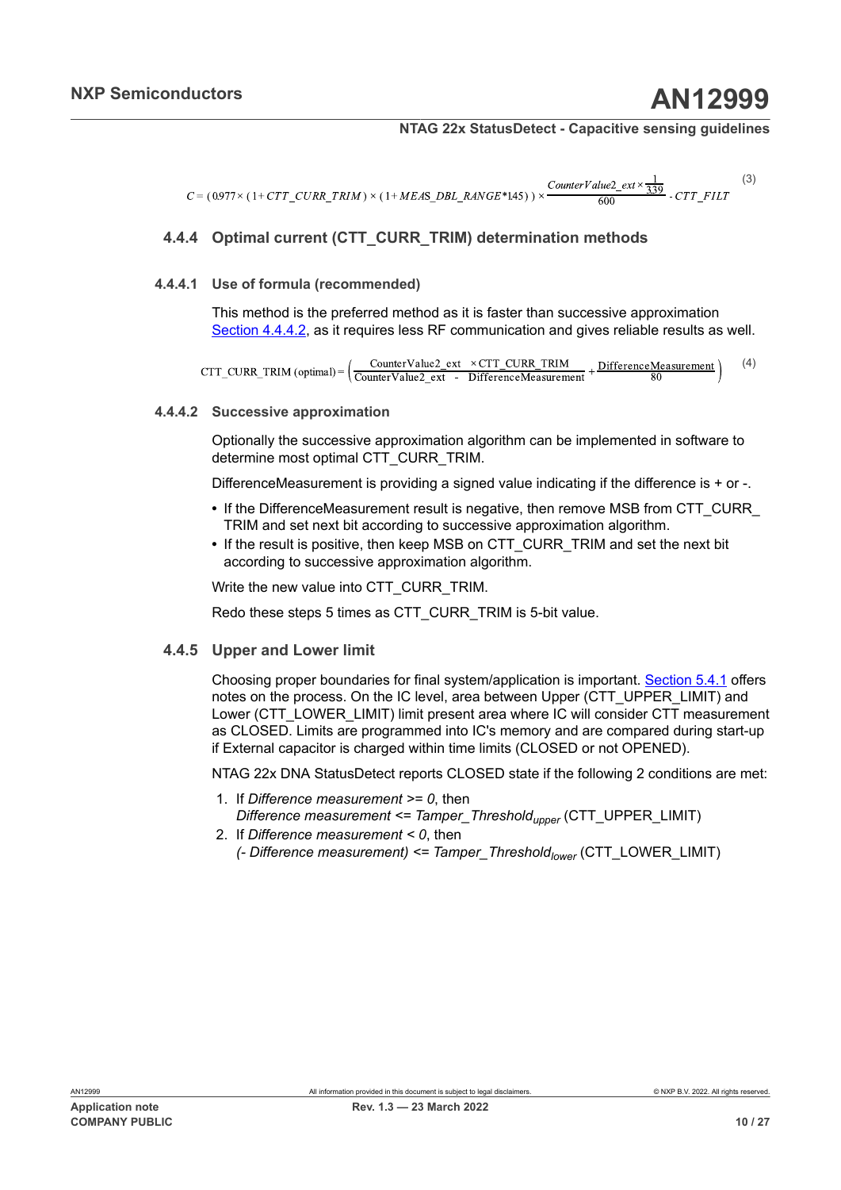$$C = (0.977 \times (1 + CTT\_CURR\_TRIM) \times (1 + MEAS\_DBL\_RANGE * 1.45)) \times \frac{CounterValue2\_ext \times \frac{1}{339}}{600} - CTT\_FILT \quad (3)$$

### 4.4.4 Optimal current (CTT_CURR_TRIM) determination methods

#### 4.4.4.1 Use of formula (recommended)

This method is the preferred method as it is faster than successive approximation Section 4.4.4.2, as it requires less RF communication and gives reliable results as well.

$$\text{CTT\_CURR\_TRIM (optimal)} = \left( \frac{\text{CounterValue2\_ext} \times \text{CTT\_CURR\_TRIM}}{\text{CounterValue2\_ext} - \text{DifferenceMeasurement}} + \frac{\text{DifferenceMeasurement}}{80} \right) \quad (4)$$

#### 4.4.4.2 Successive approximation

Optionally the successive approximation algorithm can be implemented in software to determine most optimal CTT_CURR_TRIM.

DifferenceMeasurement is providing a signed value indicating if the difference is + or -.

- If the DifferenceMeasurement result is negative, then remove MSB from CTT_CURR_TRIM and set next bit according to successive approximation algorithm.
- If the result is positive, then keep MSB on CTT_CURR_TRIM and set the next bit according to successive approximation algorithm.

Write the new value into CTT_CURR_TRIM.

Redo these steps 5 times as CTT_CURR_TRIM is 5-bit value.

### 4.4.5 Upper and Lower limit

Choosing proper boundaries for final system/application is important. Section 5.4.1 offers notes on the process. On the IC level, area between Upper (CTT_UPPER_LIMIT) and Lower (CTT_LOWER_LIMIT) limit present area where IC will consider CTT measurement as CLOSED. Limits are programmed into IC's memory and are compared during start-up if External capacitor is charged within time limits (CLOSED or not OPENED).

NTAG 22x DNA StatusDetect reports CLOSED state if the following 2 conditions are met:

1. If *Difference measurement* >= *0*, then
   *Difference measurement* <= $Tamper\_Threshold_{upper}$ (CTT_UPPER_LIMIT)
2. If *Difference measurement* < *0*, then
   *(- Difference measurement)* <= $Tamper\_Threshold_{lower}$ (CTT_LOWER_LIMIT)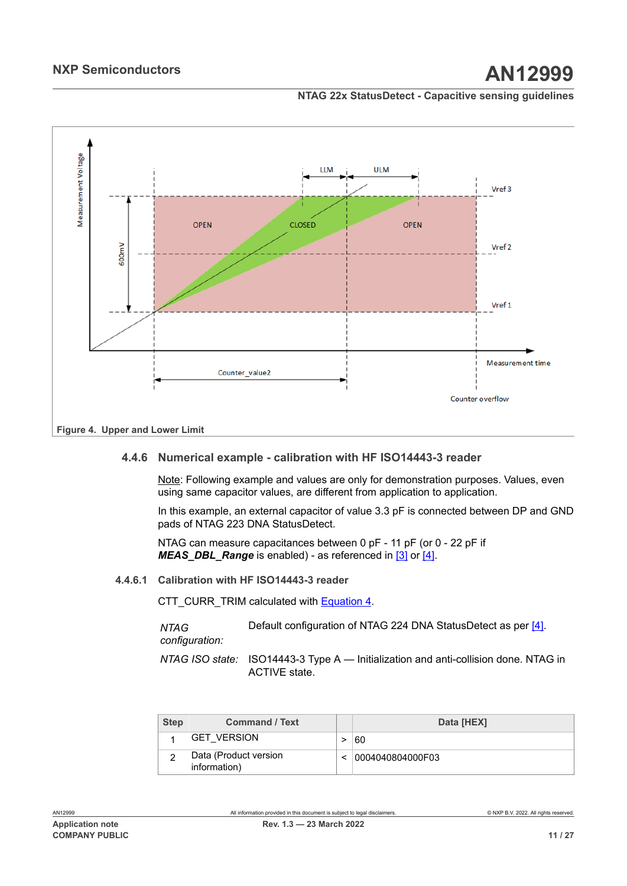Figure 4. Upper and Lower Limit

### 4.4.6 Numerical example - calibration with HF ISO14443-3 reader

Note: Following example and values are only for demonstration purposes. Values, even using same capacitor values, are different from application to application.

In this example, an external capacitor of value 3.3 pF is connected between DP and GND pads of NTAG 223 DNA StatusDetect.

NTAG can measure capacitances between 0 pF - 11 pF (or 0 - 22 pF if ***MEAS_DBL_Range*** is enabled) - as referenced in [3] or [4].

#### 4.4.6.1 Calibration with HF ISO14443-3 reader

CTT_CURR_TRIM calculated with Equation 4.

*NTAG configuration:* Default configuration of NTAG 224 DNA StatusDetect as per [4].

*NTAG ISO state:* ISO14443-3 Type A — Initialization and anti-collision done. NTAG in ACTIVE state.

| Step | Command / Text | | Data [HEX] |
|---|---|---|---|
| 1 | GET_VERSION | > | 60 |
| 2 | Data (Product version information) | < | 0004040804000F03 |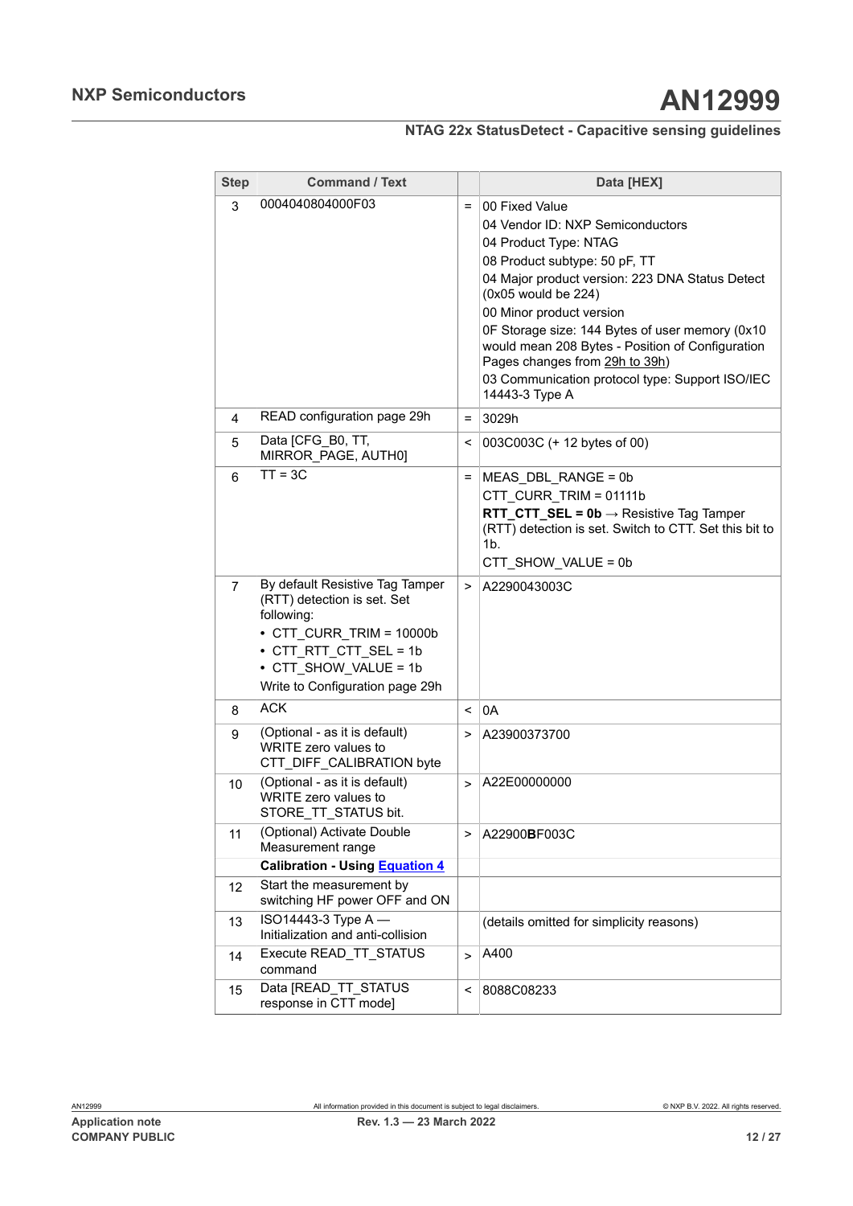| Step | Command / Text | | Data [HEX] |
|---|---|---|---|
| 3 | 0004040804000F03 | = | 00 Fixed Value<br>04 Vendor ID: NXP Semiconductors<br>04 Product Type: NTAG<br>08 Product subtype: 50 pF, TT<br>04 Major product version: 223 DNA Status Detect (0x05 would be 224)<br>00 Minor product version<br>0F Storage size: 144 Bytes of user memory (0x10 would mean 208 Bytes - Position of Configuration Pages changes from 29h to 39h)<br>03 Communication protocol type: Support ISO/IEC 14443-3 Type A |
| 4 | READ configuration page 29h | = | 3029h |
| 5 | Data [CFG_B0, TT, MIRROR_PAGE, AUTH0] | < | 003C003C (+ 12 bytes of 00) |
| 6 | TT = 3C | = | MEAS_DBL_RANGE = 0b<br>CTT_CURR_TRIM = 01111b<br>**RTT_CTT_SEL = 0b** → Resistive Tag Tamper (RTT) detection is set. Switch to CTT. Set this bit to 1b.<br>CTT_SHOW_VALUE = 0b |
| 7 | By default Resistive Tag Tamper (RTT) detection is set. Set following:<br>• CTT_CURR_TRIM = 10000b<br>• CTT_RTT_CTT_SEL = 1b<br>• CTT_SHOW_VALUE = 1b<br>Write to Configuration page 29h | > | A2290043003C |
| 8 | ACK | < | 0A |
| 9 | (Optional - as it is default) WRITE zero values to CTT_DIFF_CALIBRATION byte | > | A23900373700 |
| 10 | (Optional - as it is default) WRITE zero values to STORE_TT_STATUS bit. | > | A22E00000000 |
| 11 | (Optional) Activate Double Measurement range | > | A22900**B**F003C |
| | **Calibration - Using Equation 4** | | |
| 12 | Start the measurement by switching HF power OFF and ON | | |
| 13 | ISO14443-3 Type A — Initialization and anti-collision | | (details omitted for simplicity reasons) |
| 14 | Execute READ_TT_STATUS command | > | A400 |
| 15 | Data [READ_TT_STATUS response in CTT mode] | < | 8088C08233 |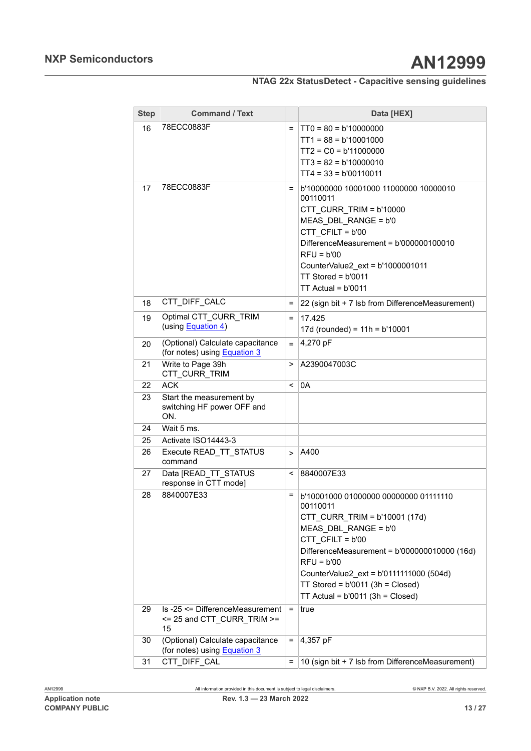| Step | Command / Text | | Data [HEX] |
|---|---|---|---|
| 16 | 78ECC0883F | = | TT0 = 80 = b'10000000<br>TT1 = 88 = b'10001000<br>TT2 = C0 = b'11000000<br>TT3 = 82 = b'10000010<br>TT4 = 33 = b'00110011 |
| 17 | 78ECC0883F | = | b'10000000 10001000 11000000 10000010 00110011<br>CTT_CURR_TRIM = b'10000<br>MEAS_DBL_RANGE = b'0<br>CTT_CFILT = b'00<br>DifferenceMeasurement = b'000000100010<br>RFU = b'00<br>CounterValue2_ext = b'1000001011<br>TT Stored = b'0011<br>TT Actual = b'0011 |
| 18 | CTT_DIFF_CALC | = | 22 (sign bit + 7 lsb from DifferenceMeasurement) |
| 19 | Optimal CTT_CURR_TRIM (using Equation 4) | = | 17.425<br>17d (rounded) = 11h = b'10001 |
| 20 | (Optional) Calculate capacitance (for notes) using Equation 3 | = | 4,270 pF |
| 21 | Write to Page 39h CTT_CURR_TRIM | > | A2390047003C |
| 22 | ACK | < | 0A |
| 23 | Start the measurement by switching HF power OFF and ON. | | |
| 24 | Wait 5 ms. | | |
| 25 | Activate ISO14443-3 | | |
| 26 | Execute READ_TT_STATUS command | > | A400 |
| 27 | Data [READ_TT_STATUS response in CTT mode] | < | 8840007E33 |
| 28 | 8840007E33 | = | b'10001000 01000000 00000000 01111110 00110011<br>CTT_CURR_TRIM = b'10001 (17d)<br>MEAS_DBL_RANGE = b'0<br>CTT_CFILT = b'00<br>DifferenceMeasurement = b'000000010000 (16d)<br>RFU = b'00<br>CounterValue2_ext = b'0111111000 (504d)<br>TT Stored = b'0011 (3h = Closed)<br>TT Actual = b'0011 (3h = Closed) |
| 29 | Is -25 <= DifferenceMeasurement <= 25 and CTT_CURR_TRIM >= 15 | = | true |
| 30 | (Optional) Calculate capacitance (for notes) using Equation 3 | = | 4,357 pF |
| 31 | CTT_DIFF_CAL | = | 10 (sign bit + 7 lsb from DifferenceMeasurement) |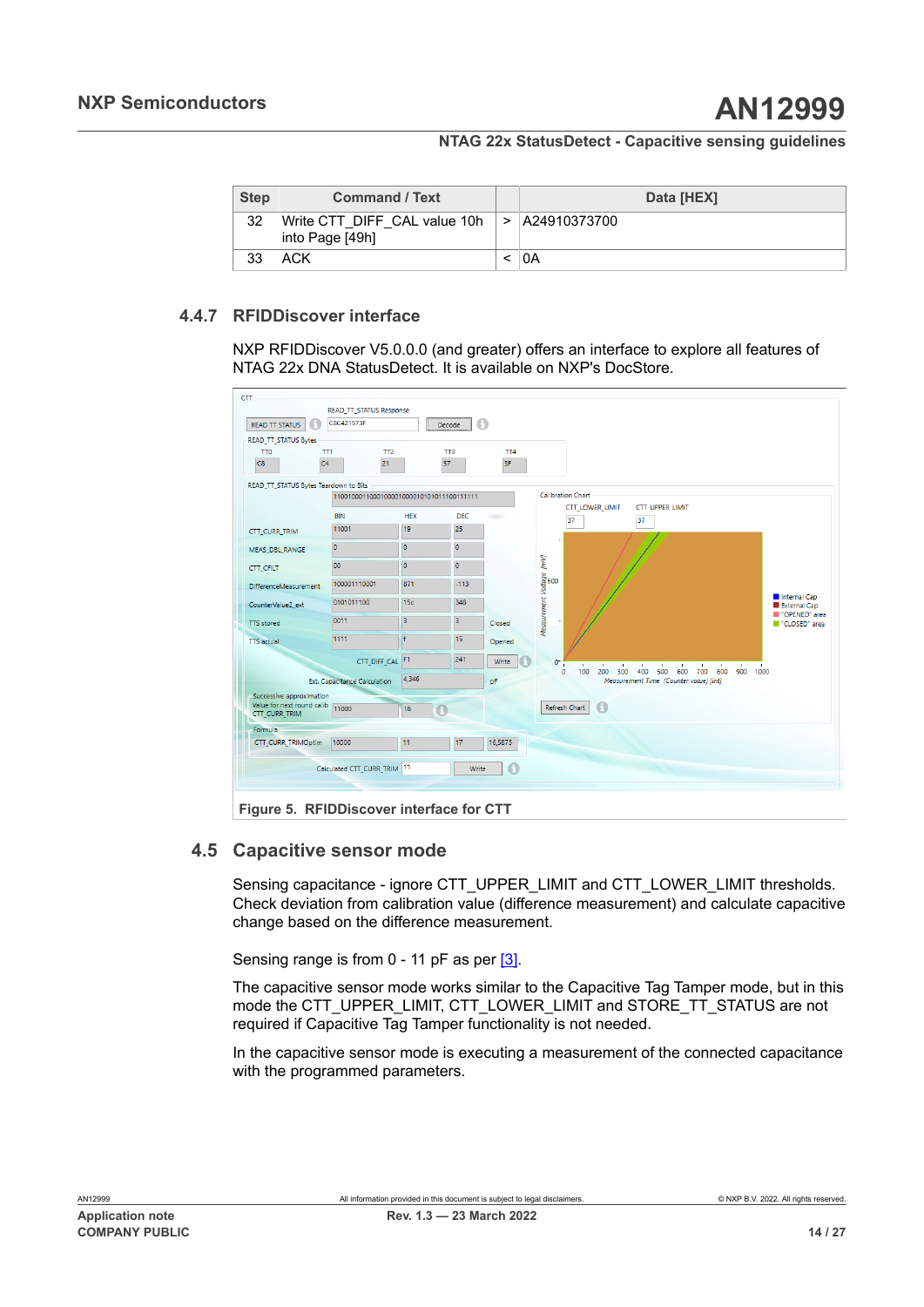| Step | Command / Text | | Data [HEX] |
|---|---|---|---|
| 32 | Write CTT_DIFF_CAL value 10h into Page [49h] | > | A24910373700 |
| 33 | ACK | < | 0A |

### 4.4.7 RFIDDiscover interface

NXP RFIDDiscover V5.0.0.0 (and greater) offers an interface to explore all features of NTAG 22x DNA StatusDetect. It is available on NXP's DocStore.

Figure 5. RFIDDiscover interface for CTT

## 4.5 Capacitive sensor mode

Sensing capacitance - ignore CTT_UPPER_LIMIT and CTT_LOWER_LIMIT thresholds. Check deviation from calibration value (difference measurement) and calculate capacitive change based on the difference measurement.

Sensing range is from 0 - 11 pF as per [3].

The capacitive sensor mode works similar to the Capacitive Tag Tamper mode, but in this mode the CTT_UPPER_LIMIT, CTT_LOWER_LIMIT and STORE_TT_STATUS are not required if Capacitive Tag Tamper functionality is not needed.

In the capacitive sensor mode is executing a measurement of the connected capacitance with the programmed parameters.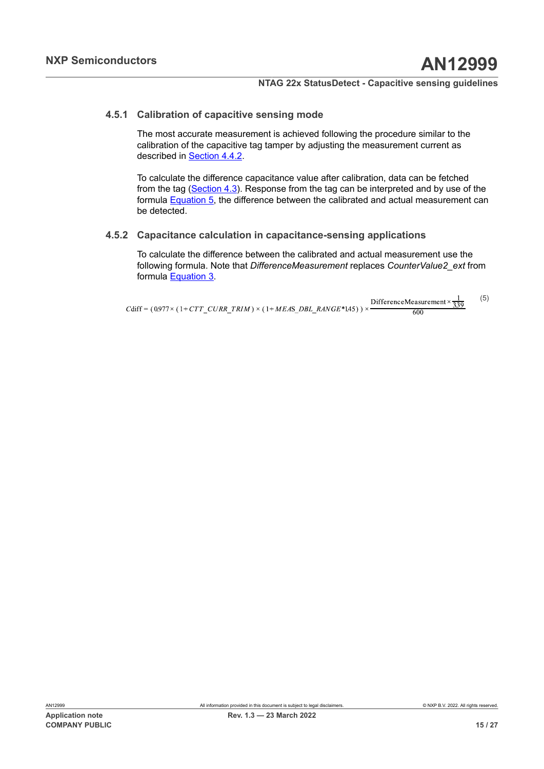#### 4.5.1 Calibration of capacitive sensing mode

The most accurate measurement is achieved following the procedure similar to the calibration of the capacitive tag tamper by adjusting the measurement current as described in Section 4.4.2.

To calculate the difference capacitance value after calibration, data can be fetched from the tag (Section 4.3). Response from the tag can be interpreted and by use of the formula Equation 5, the difference between the calibrated and actual measurement can be detected.

#### 4.5.2 Capacitance calculation in capacitance-sensing applications

To calculate the difference between the calibrated and actual measurement use the following formula. Note that *DifferenceMeasurement* replaces *CounterValue2_ext* from formula Equation 3.

$$Cdiff = (0.977 \times (1 + CTT\_CURR\_TRIM) \times (1 + MEAS\_DBL\_RANGE * 1.45)) \times \frac{\text{DifferenceMeasurement} \times \frac{1}{339}}{600} \qquad (5)$$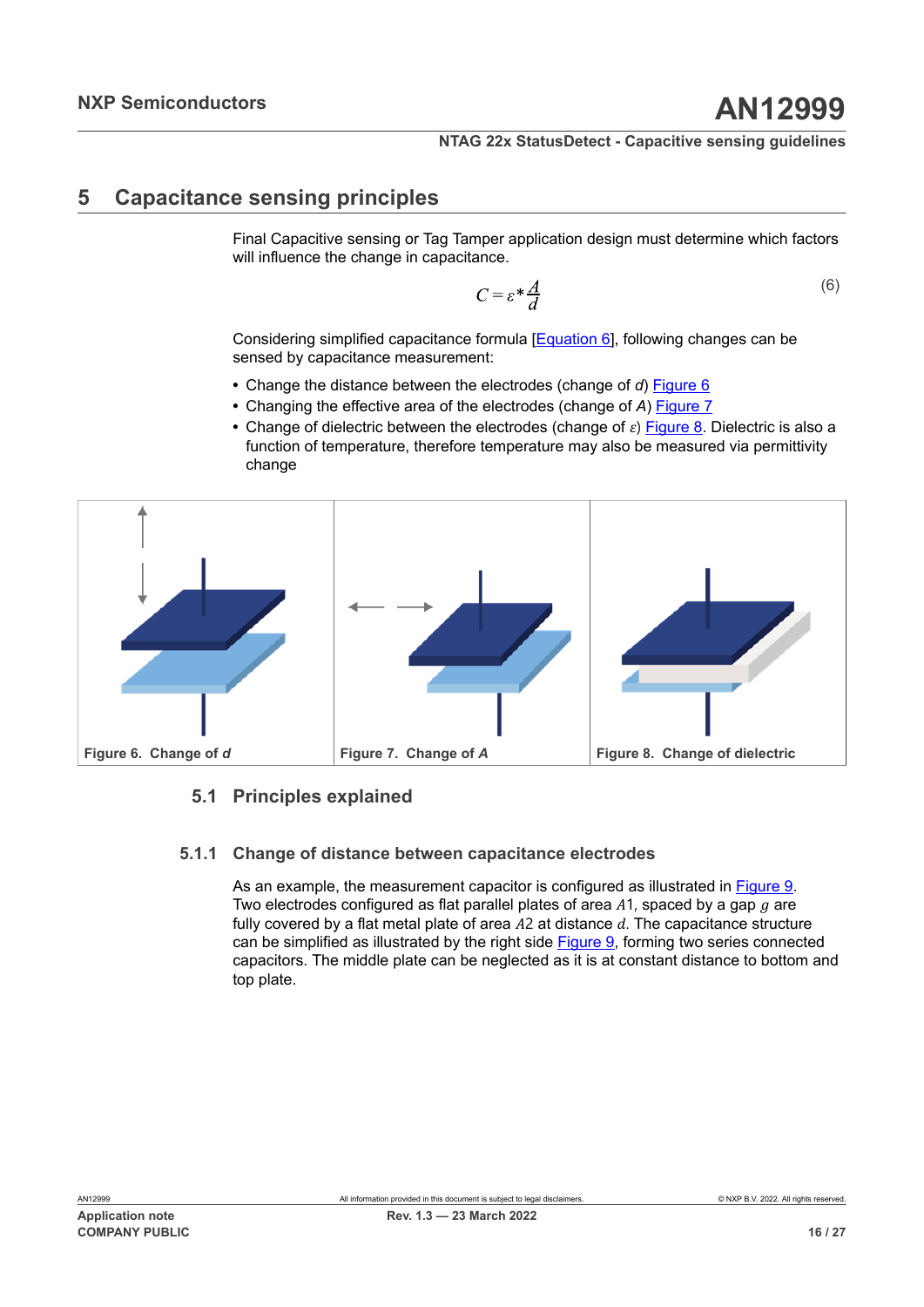# 5 Capacitance sensing principles

Final Capacitive sensing or Tag Tamper application design must determine which factors will influence the change in capacitance.

$$C = \varepsilon * \frac{A}{d} \tag{6}$$

Considering simplified capacitance formula [Equation 6], following changes can be sensed by capacitance measurement:

- Change the distance between the electrodes (change of *d*) Figure 6
- Changing the effective area of the electrodes (change of *A*) Figure 7
- Change of dielectric between the electrodes (change of $\varepsilon$) Figure 8. Dielectric is also a function of temperature, therefore temperature may also be measured via permittivity change

Figure 6. Change of *d*

Figure 7. Change of *A*

Figure 8. Change of dielectric

## 5.1 Principles explained

### 5.1.1 Change of distance between capacitance electrodes

As an example, the measurement capacitor is configured as illustrated in Figure 9. Two electrodes configured as flat parallel plates of area $A1$, spaced by a gap $g$ are fully covered by a flat metal plate of area $A2$ at distance $d$. The capacitance structure can be simplified as illustrated by the right side Figure 9, forming two series connected capacitors. The middle plate can be neglected as it is at constant distance to bottom and top plate.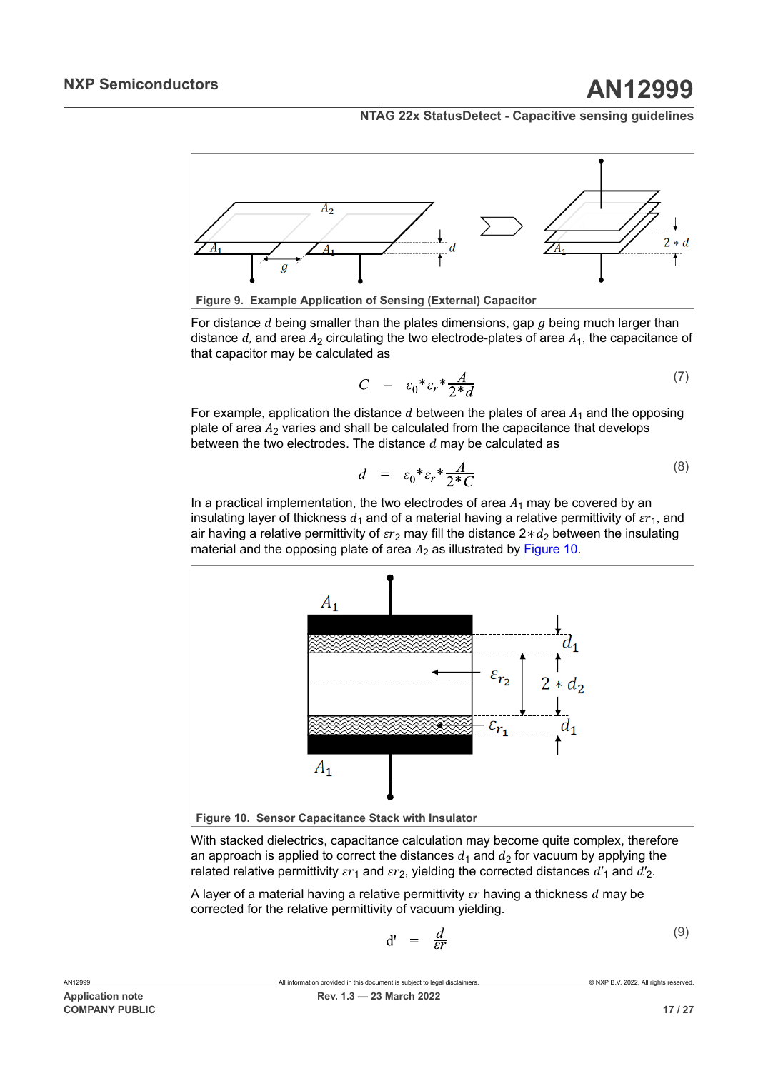Figure 9. Example Application of Sensing (External) Capacitor

For distance $d$ being smaller than the plates dimensions, gap $g$ being much larger than distance $d$, and area $A_2$ circulating the two electrode-plates of area $A_1$, the capacitance of that capacitor may be calculated as

$$C = \varepsilon_0 * \varepsilon_r * \frac{A}{2 * d} \tag{7}$$

For example, application the distance $d$ between the plates of area $A_1$ and the opposing plate of area $A_2$ varies and shall be calculated from the capacitance that develops between the two electrodes. The distance $d$ may be calculated as

$$d = \varepsilon_0 * \varepsilon_r * \frac{A}{2 * C} \tag{8}$$

In a practical implementation, the two electrodes of area $A_1$ may be covered by an insulating layer of thickness $d_1$ and of a material having a relative permittivity of $\varepsilon r_1$, and air having a relative permittivity of $\varepsilon r_2$ may fill the distance $2 * d_2$ between the insulating material and the opposing plate of area $A_2$ as illustrated by Figure 10.

Figure 10. Sensor Capacitance Stack with Insulator

With stacked dielectrics, capacitance calculation may become quite complex, therefore an approach is applied to correct the distances $d_1$ and $d_2$ for vacuum by applying the related relative permittivity $\varepsilon r_1$ and $\varepsilon r_2$, yielding the corrected distances $d'_1$ and $d'_2$.

A layer of a material having a relative permittivity $\varepsilon r$ having a thickness $d$ may be corrected for the relative permittivity of vacuum yielding.

$$d' = \frac{d}{\varepsilon r} \tag{9}$$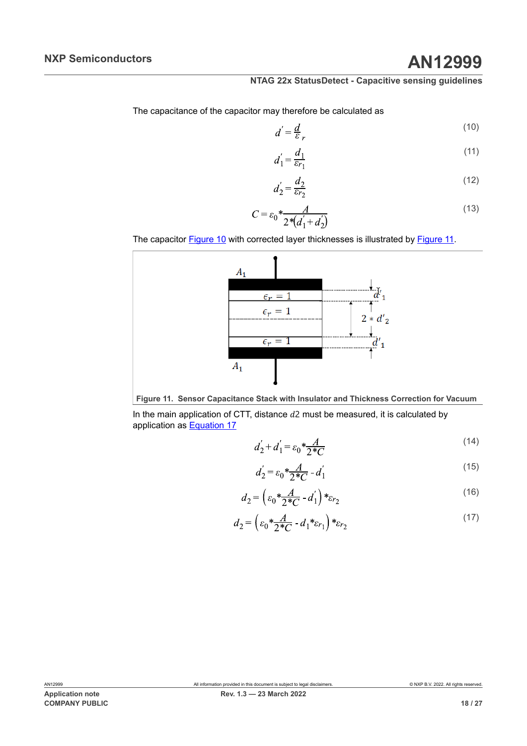The capacitance of the capacitor may therefore be calculated as

$$d' = \frac{d}{\varepsilon_r} \tag{10}$$

$$d_1' = \frac{d_1}{\varepsilon r_1} \tag{11}$$

$$d_2' = \frac{d_2}{\varepsilon r_2} \tag{12}$$

$$C = \varepsilon_0 * \frac{A}{2*(d_1' + d_2')} \tag{13}$$

The capacitor Figure 10 with corrected layer thicknesses is illustrated by Figure 11.

Figure 11. Sensor Capacitance Stack with Insulator and Thickness Correction for Vacuum

In the main application of CTT, distance $d2$ must be measured, it is calculated by application as Equation 17

$$d_2' + d_1' = \varepsilon_0 * \frac{A}{2*C} \tag{14}$$

$$d_2' = \varepsilon_0 * \frac{A}{2*C} - d_1' \tag{15}$$

$$d_2 = \left(\varepsilon_0 * \frac{A}{2*C} - d_1'\right) * \varepsilon r_2 \tag{16}$$

$$d_2 = \left(\varepsilon_0 * \frac{A}{2*C} - d_1 * \varepsilon r_1\right) * \varepsilon r_2 \tag{17}$$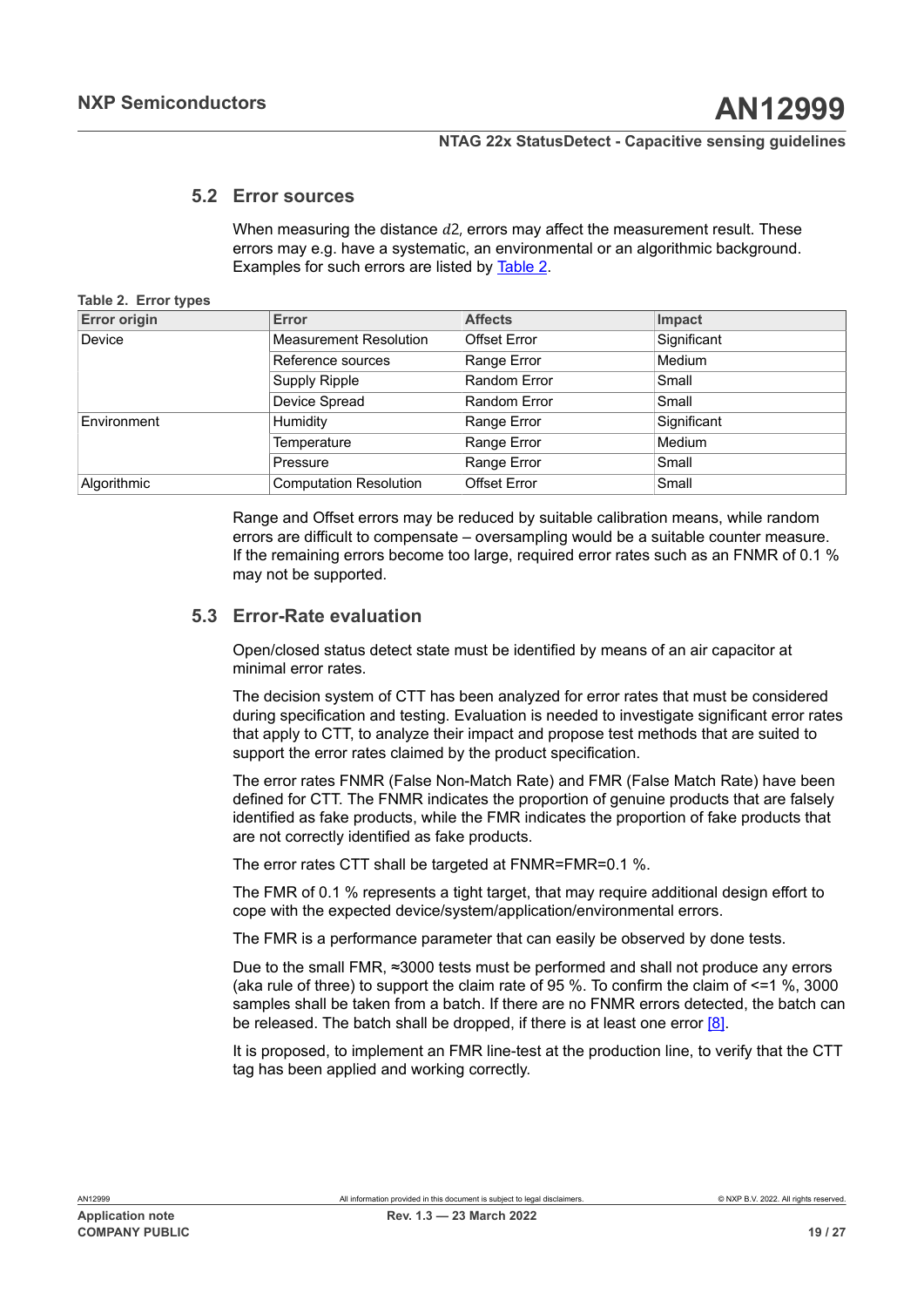### 5.2 Error sources

When measuring the distance $d2$, errors may affect the measurement result. These errors may e.g. have a systematic, an environmental or an algorithmic background. Examples for such errors are listed by Table 2.

**Table 2. Error types**

| Error origin | Error | Affects | Impact |
|---|---|---|---|
| Device | Measurement Resolution | Offset Error | Significant |
| | Reference sources | Range Error | Medium |
| | Supply Ripple | Random Error | Small |
| | Device Spread | Random Error | Small |
| Environment | Humidity | Range Error | Significant |
| | Temperature | Range Error | Medium |
| | Pressure | Range Error | Small |
| Algorithmic | Computation Resolution | Offset Error | Small |

Range and Offset errors may be reduced by suitable calibration means, while random errors are difficult to compensate – oversampling would be a suitable counter measure. If the remaining errors become too large, required error rates such as an FNMR of 0.1 % may not be supported.

### 5.3 Error-Rate evaluation

Open/closed status detect state must be identified by means of an air capacitor at minimal error rates.

The decision system of CTT has been analyzed for error rates that must be considered during specification and testing. Evaluation is needed to investigate significant error rates that apply to CTT, to analyze their impact and propose test methods that are suited to support the error rates claimed by the product specification.

The error rates FNMR (False Non-Match Rate) and FMR (False Match Rate) have been defined for CTT. The FNMR indicates the proportion of genuine products that are falsely identified as fake products, while the FMR indicates the proportion of fake products that are not correctly identified as fake products.

The error rates CTT shall be targeted at FNMR=FMR=0.1 %.

The FMR of 0.1 % represents a tight target, that may require additional design effort to cope with the expected device/system/application/environmental errors.

The FMR is a performance parameter that can easily be observed by done tests.

Due to the small FMR, ≈3000 tests must be performed and shall not produce any errors (aka rule of three) to support the claim rate of 95 %. To confirm the claim of <=1 %, 3000 samples shall be taken from a batch. If there are no FNMR errors detected, the batch can be released. The batch shall be dropped, if there is at least one error [8].

It is proposed, to implement an FMR line-test at the production line, to verify that the CTT tag has been applied and working correctly.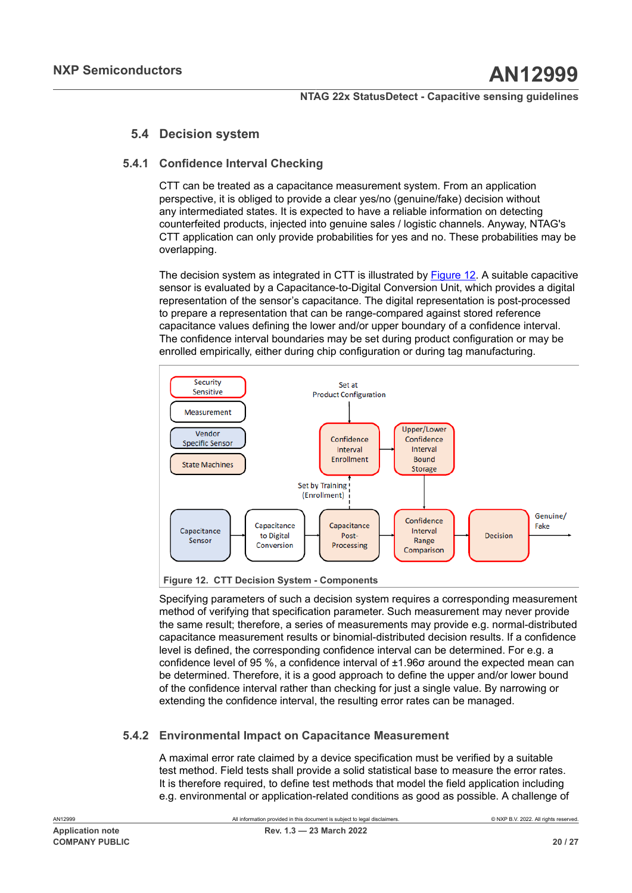## 5.4 Decision system

### 5.4.1 Confidence Interval Checking

CTT can be treated as a capacitance measurement system. From an application perspective, it is obliged to provide a clear yes/no (genuine/fake) decision without any intermediated states. It is expected to have a reliable information on detecting counterfeited products, injected into genuine sales / logistic channels. Anyway, NTAG's CTT application can only provide probabilities for yes and no. These probabilities may be overlapping.

The decision system as integrated in CTT is illustrated by Figure 12. A suitable capacitive sensor is evaluated by a Capacitance-to-Digital Conversion Unit, which provides a digital representation of the sensor's capacitance. The digital representation is post-processed to prepare a representation that can be range-compared against stored reference capacitance values defining the lower and/or upper boundary of a confidence interval. The confidence interval boundaries may be set during product configuration or may be enrolled empirically, either during chip configuration or during tag manufacturing.

Security Sensitive
Measurement
Vendor Specific Sensor
State Machines

Set at Product Configuration

Confidence Interval Enrollment → Upper/Lower Confidence Interval Bound Storage

Set by Training (Enrollment)

Capacitance Sensor → Capacitance to Digital Conversion → Capacitance Post-Processing → Confidence Interval Range Comparison → Decision → Genuine/ Fake

Figure 12. CTT Decision System - Components

Specifying parameters of such a decision system requires a corresponding measurement method of verifying that specification parameter. Such measurement may never provide the same result; therefore, a series of measurements may provide e.g. normal-distributed capacitance measurement results or binomial-distributed decision results. If a confidence level is defined, the corresponding confidence interval can be determined. For e.g. a confidence level of 95 %, a confidence interval of $\pm 1.96\sigma$ around the expected mean can be determined. Therefore, it is a good approach to define the upper and/or lower bound of the confidence interval rather than checking for just a single value. By narrowing or extending the confidence interval, the resulting error rates can be managed.

### 5.4.2 Environmental Impact on Capacitance Measurement

A maximal error rate claimed by a device specification must be verified by a suitable test method. Field tests shall provide a solid statistical base to measure the error rates. It is therefore required, to define test methods that model the field application including e.g. environmental or application-related conditions as good as possible. A challenge of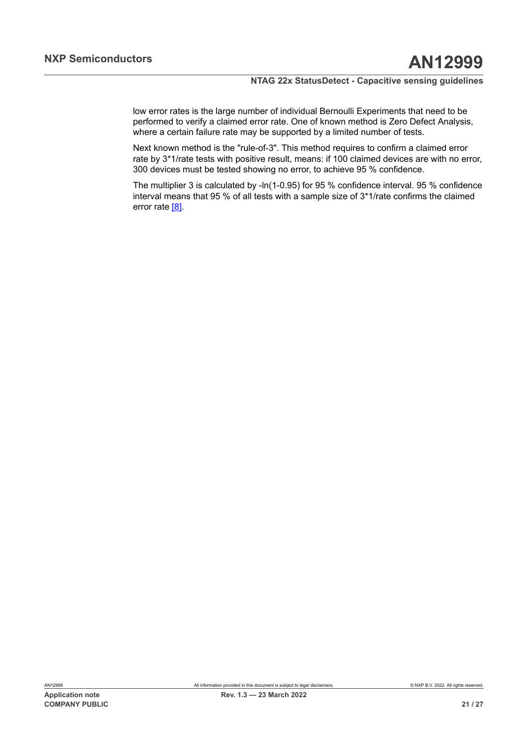low error rates is the large number of individual Bernoulli Experiments that need to be performed to verify a claimed error rate. One of known method is Zero Defect Analysis, where a certain failure rate may be supported by a limited number of tests.

Next known method is the "rule-of-3". This method requires to confirm a claimed error rate by 3*1/rate tests with positive result, means: if 100 claimed devices are with no error, 300 devices must be tested showing no error, to achieve 95 % confidence.

The multiplier 3 is calculated by -ln(1-0.95) for 95 % confidence interval. 95 % confidence interval means that 95 % of all tests with a sample size of 3*1/rate confirms the claimed error rate [8].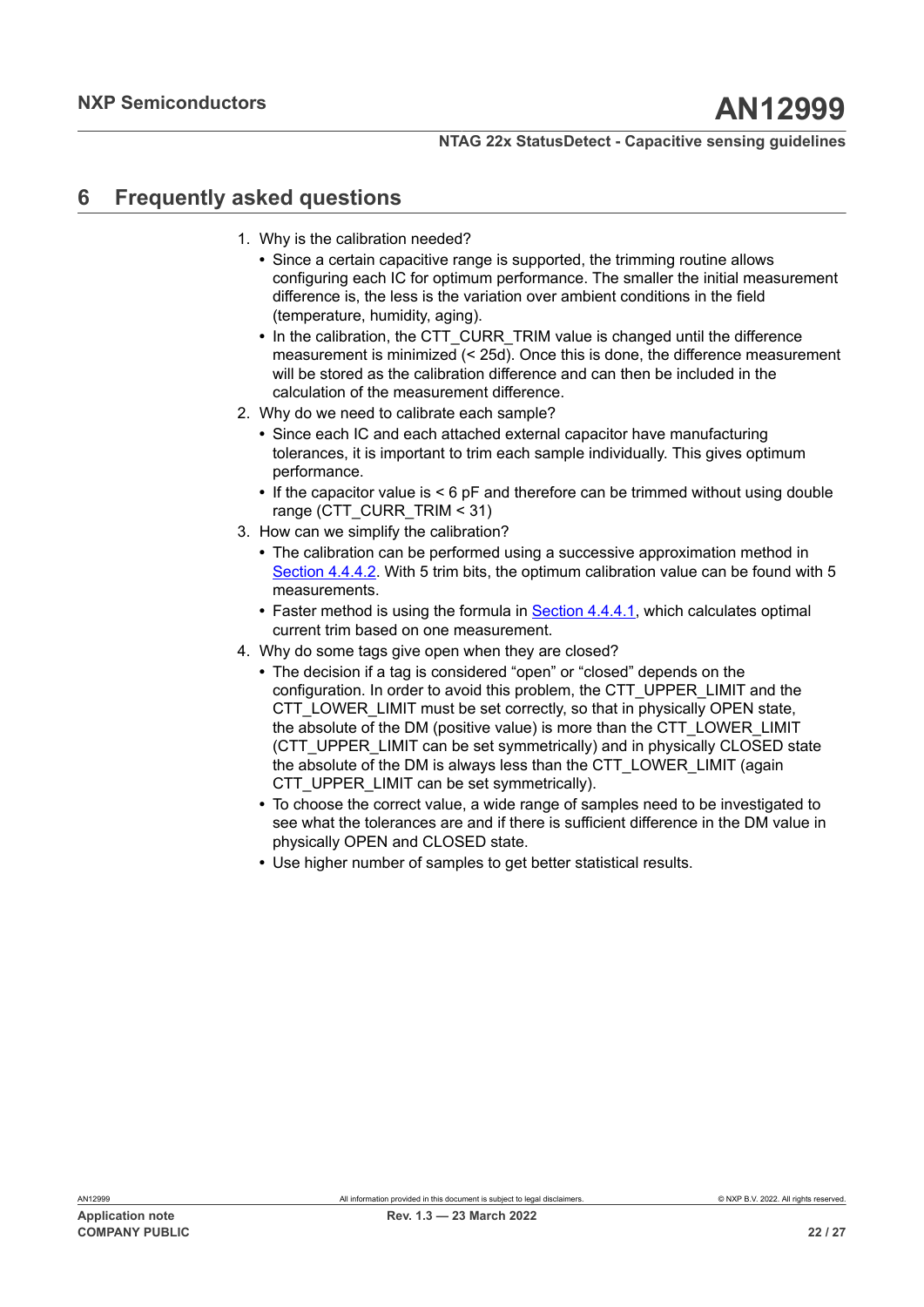# 6 Frequently asked questions

1. Why is the calibration needed?
   - Since a certain capacitive range is supported, the trimming routine allows configuring each IC for optimum performance. The smaller the initial measurement difference is, the less is the variation over ambient conditions in the field (temperature, humidity, aging).
   - In the calibration, the CTT_CURR_TRIM value is changed until the difference measurement is minimized (< 25d). Once this is done, the difference measurement will be stored as the calibration difference and can then be included in the calculation of the measurement difference.
2. Why do we need to calibrate each sample?
   - Since each IC and each attached external capacitor have manufacturing tolerances, it is important to trim each sample individually. This gives optimum performance.
   - If the capacitor value is < 6 pF and therefore can be trimmed without using double range (CTT_CURR_TRIM < 31)
3. How can we simplify the calibration?
   - The calibration can be performed using a successive approximation method in Section 4.4.4.2. With 5 trim bits, the optimum calibration value can be found with 5 measurements.
   - Faster method is using the formula in Section 4.4.4.1, which calculates optimal current trim based on one measurement.
4. Why do some tags give open when they are closed?
   - The decision if a tag is considered "open" or "closed" depends on the configuration. In order to avoid this problem, the CTT_UPPER_LIMIT and the CTT_LOWER_LIMIT must be set correctly, so that in physically OPEN state, the absolute of the DM (positive value) is more than the CTT_LOWER_LIMIT (CTT_UPPER_LIMIT can be set symmetrically) and in physically CLOSED state the absolute of the DM is always less than the CTT_LOWER_LIMIT (again CTT_UPPER_LIMIT can be set symmetrically).
   - To choose the correct value, a wide range of samples need to be investigated to see what the tolerances are and if there is sufficient difference in the DM value in physically OPEN and CLOSED state.
   - Use higher number of samples to get better statistical results.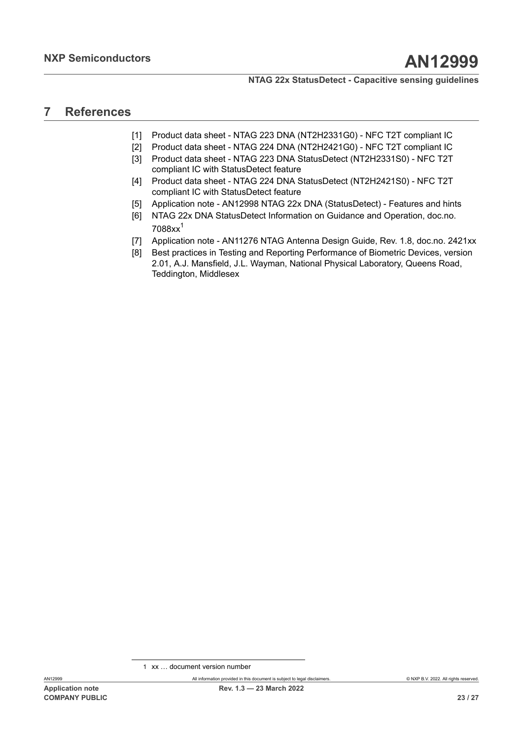# 7 References

[1] Product data sheet - NTAG 223 DNA (NT2H2331G0) - NFC T2T compliant IC

[2] Product data sheet - NTAG 224 DNA (NT2H2421G0) - NFC T2T compliant IC

[3] Product data sheet - NTAG 223 DNA StatusDetect (NT2H2331S0) - NFC T2T compliant IC with StatusDetect feature

[4] Product data sheet - NTAG 224 DNA StatusDetect (NT2H2421S0) - NFC T2T compliant IC with StatusDetect feature

[5] Application note - AN12998 NTAG 22x DNA (StatusDetect) - Features and hints

[6] NTAG 22x DNA StatusDetect Information on Guidance and Operation, doc.no. 7088xx[1]

[7] Application note - AN11276 NTAG Antenna Design Guide, Rev. 1.8, doc.no. 2421xx

[8] Best practices in Testing and Reporting Performance of Biometric Devices, version 2.01, A.J. Mansfield, J.L. Wayman, National Physical Laboratory, Queens Road, Teddington, Middlesex

1 xx … document version number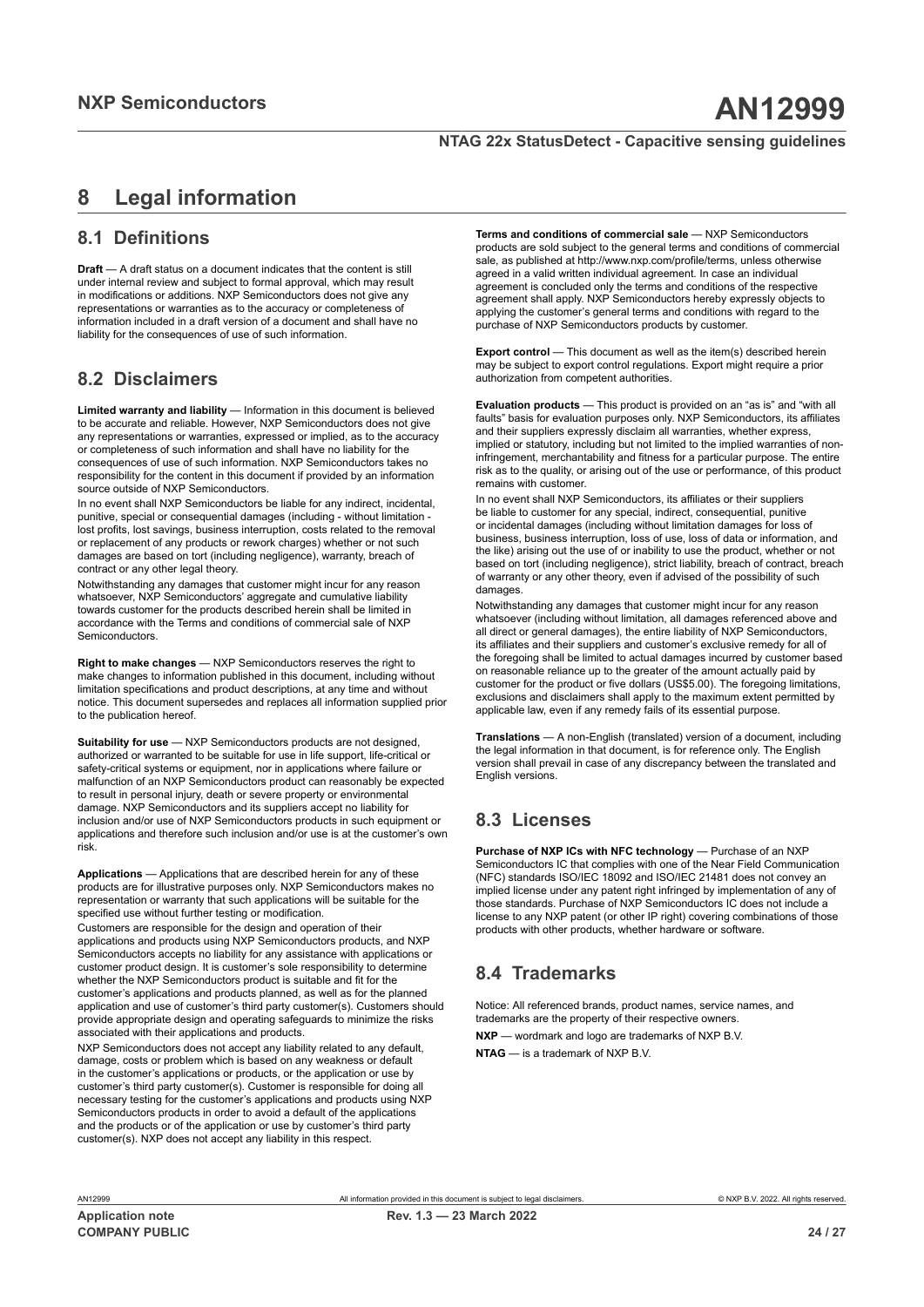# 8 Legal information

## 8.1 Definitions

**Draft** — A draft status on a document indicates that the content is still under internal review and subject to formal approval, which may result in modifications or additions. NXP Semiconductors does not give any representations or warranties as to the accuracy or completeness of information included in a draft version of a document and shall have no liability for the consequences of use of such information.

## 8.2 Disclaimers

**Limited warranty and liability** — Information in this document is believed to be accurate and reliable. However, NXP Semiconductors does not give any representations or warranties, expressed or implied, as to the accuracy or completeness of such information and shall have no liability for the consequences of use of such information. NXP Semiconductors takes no responsibility for the content in this document if provided by an information source outside of NXP Semiconductors.

In no event shall NXP Semiconductors be liable for any indirect, incidental, punitive, special or consequential damages (including - without limitation - lost profits, lost savings, business interruption, costs related to the removal or replacement of any products or rework charges) whether or not such damages are based on tort (including negligence), warranty, breach of contract or any other legal theory.

Notwithstanding any damages that customer might incur for any reason whatsoever, NXP Semiconductors' aggregate and cumulative liability towards customer for the products described herein shall be limited in accordance with the Terms and conditions of commercial sale of NXP Semiconductors.

**Right to make changes** — NXP Semiconductors reserves the right to make changes to information published in this document, including without limitation specifications and product descriptions, at any time and without notice. This document supersedes and replaces all information supplied prior to the publication hereof.

**Suitability for use** — NXP Semiconductors products are not designed, authorized or warranted to be suitable for use in life support, life-critical or safety-critical systems or equipment, nor in applications where failure or malfunction of an NXP Semiconductors product can reasonably be expected to result in personal injury, death or severe property or environmental damage. NXP Semiconductors and its suppliers accept no liability for inclusion and/or use of NXP Semiconductors products in such equipment or applications and therefore such inclusion and/or use is at the customer's own risk.

**Applications** — Applications that are described herein for any of these products are for illustrative purposes only. NXP Semiconductors makes no representation or warranty that such applications will be suitable for the specified use without further testing or modification.

Customers are responsible for the design and operation of their applications and products using NXP Semiconductors products, and NXP Semiconductors accepts no liability for any assistance with applications or customer product design. It is customer's sole responsibility to determine whether the NXP Semiconductors product is suitable and fit for the customer's applications and products planned, as well as for the planned application and use of customer's third party customer(s). Customers should provide appropriate design and operating safeguards to minimize the risks associated with their applications and products.

NXP Semiconductors does not accept any liability related to any default, damage, costs or problem which is based on any weakness or default in the customer's applications or products, or the application or use by customer's third party customer(s). Customer is responsible for doing all necessary testing for the customer's applications and products using NXP Semiconductors products in order to avoid a default of the applications and the products or of the application or use by customer's third party customer(s). NXP does not accept any liability in this respect.

**Terms and conditions of commercial sale** — NXP Semiconductors products are sold subject to the general terms and conditions of commercial sale, as published at http://www.nxp.com/profile/terms, unless otherwise agreed in a valid written individual agreement. In case an individual agreement is concluded only the terms and conditions of the respective agreement shall apply. NXP Semiconductors hereby expressly objects to applying the customer's general terms and conditions with regard to the purchase of NXP Semiconductors products by customer.

**Export control** — This document as well as the item(s) described herein may be subject to export control regulations. Export might require a prior authorization from competent authorities.

**Evaluation products** — This product is provided on an "as is" and "with all faults" basis for evaluation purposes only. NXP Semiconductors, its affiliates and their suppliers expressly disclaim all warranties, whether express, implied or statutory, including but not limited to the implied warranties of non-infringement, merchantability and fitness for a particular purpose. The entire risk as to the quality, or arising out of the use or performance, of this product remains with customer.

In no event shall NXP Semiconductors, its affiliates or their suppliers be liable to customer for any special, indirect, consequential, punitive or incidental damages (including without limitation damages for loss of business, business interruption, loss of use, loss of data or information, and the like) arising out the use of or inability to use the product, whether or not based on tort (including negligence), strict liability, breach of contract, breach of warranty or any other theory, even if advised of the possibility of such damages.

Notwithstanding any damages that customer might incur for any reason whatsoever (including without limitation, all damages referenced above and all direct or general damages), the entire liability of NXP Semiconductors, its affiliates and their suppliers and customer's exclusive remedy for all of the foregoing shall be limited to actual damages incurred by customer based on reasonable reliance up to the greater of the amount actually paid by customer for the product or five dollars (US$5.00). The foregoing limitations, exclusions and disclaimers shall apply to the maximum extent permitted by applicable law, even if any remedy fails of its essential purpose.

**Translations** — A non-English (translated) version of a document, including the legal information in that document, is for reference only. The English version shall prevail in case of any discrepancy between the translated and English versions.

## 8.3 Licenses

**Purchase of NXP ICs with NFC technology** — Purchase of an NXP Semiconductors IC that complies with one of the Near Field Communication (NFC) standards ISO/IEC 18092 and ISO/IEC 21481 does not convey an implied license under any patent right infringed by implementation of any of those standards. Purchase of NXP Semiconductors IC does not include a license to any NXP patent (or other IP right) covering combinations of those products with other products, whether hardware or software.

## 8.4 Trademarks

Notice: All referenced brands, product names, service names, and trademarks are the property of their respective owners.

**NXP** — wordmark and logo are trademarks of NXP B.V.

**NTAG** — is a trademark of NXP B.V.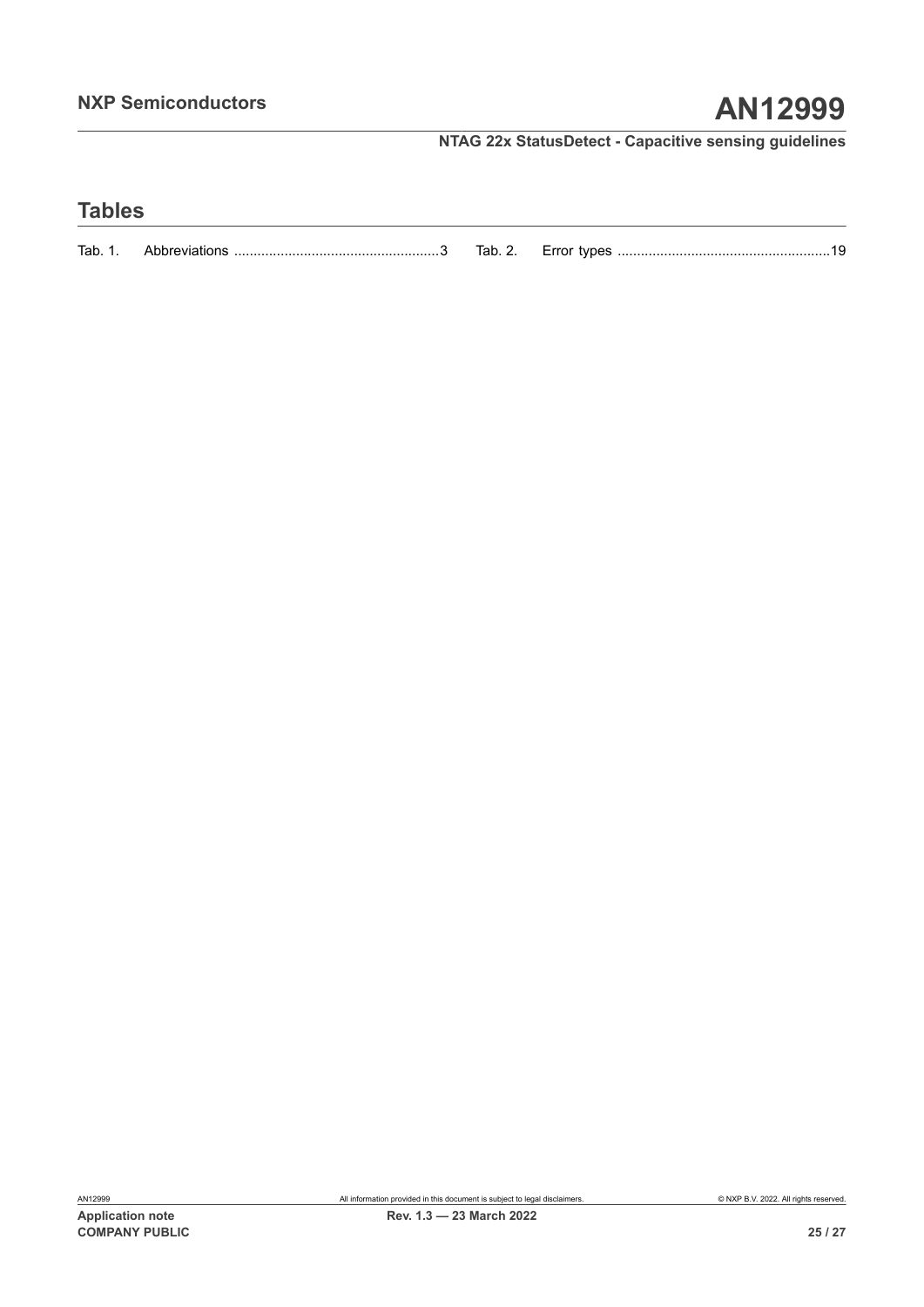## Tables

Tab. 1. Abbreviations ....................................................3

Tab. 2. Error types ......................................................19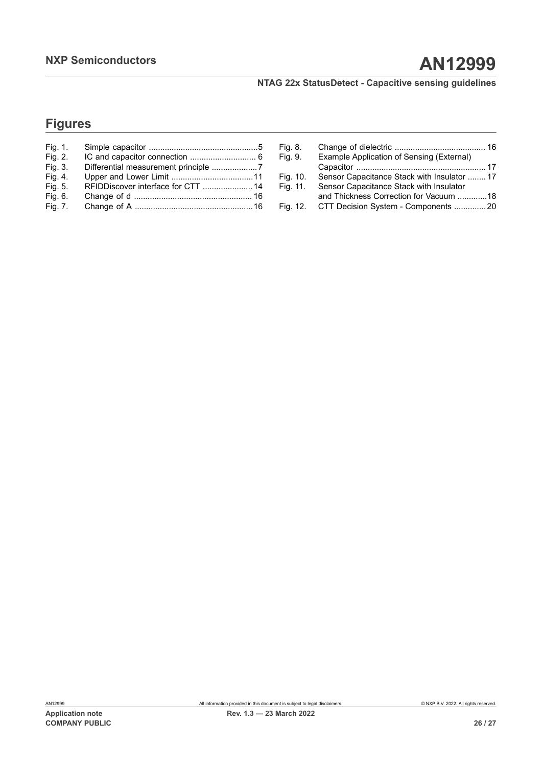## Figures

| | | |
|---|---|---|
| Fig. 1. | Simple capacitor | 5 |
| Fig. 2. | IC and capacitor connection | 6 |
| Fig. 3. | Differential measurement principle | 7 |
| Fig. 4. | Upper and Lower Limit | 11 |
| Fig. 5. | RFIDDiscover interface for CTT | 14 |
| Fig. 6. | Change of d | 16 |
| Fig. 7. | Change of A | 16 |
| Fig. 8. | Change of dielectric | 16 |
| Fig. 9. | Example Application of Sensing (External) Capacitor | 17 |
| Fig. 10. | Sensor Capacitance Stack with Insulator | 17 |
| Fig. 11. | Sensor Capacitance Stack with Insulator and Thickness Correction for Vacuum | 18 |
| Fig. 12. | CTT Decision System - Components | 20 |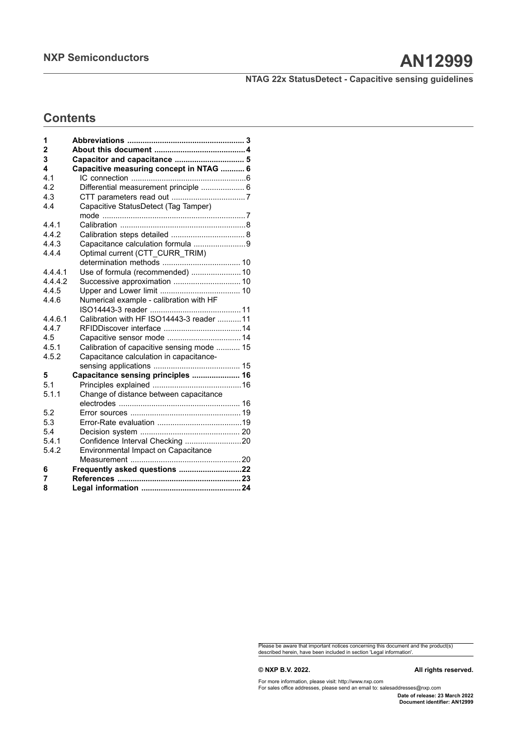## Contents

| | | |
|---|---|---|
| **1** | **Abbreviations** | **3** |
| **2** | **About this document** | **4** |
| **3** | **Capacitor and capacitance** | **5** |
| **4** | **Capacitive measuring concept in NTAG** | **6** |
| 4.1 | IC connection | 6 |
| 4.2 | Differential measurement principle | 6 |
| 4.3 | CTT parameters read out | 7 |
| 4.4 | Capacitive StatusDetect (Tag Tamper) mode | 7 |
| 4.4.1 | Calibration | 8 |
| 4.4.2 | Calibration steps detailed | 8 |
| 4.4.3 | Capacitance calculation formula | 9 |
| 4.4.4 | Optimal current (CTT_CURR_TRIM) determination methods | 10 |
| 4.4.4.1 | Use of formula (recommended) | 10 |
| 4.4.4.2 | Successive approximation | 10 |
| 4.4.5 | Upper and Lower limit | 10 |
| 4.4.6 | Numerical example - calibration with HF ISO14443-3 reader | 11 |
| 4.4.6.1 | Calibration with HF ISO14443-3 reader | 11 |
| 4.4.7 | RFIDDiscover interface | 14 |
| 4.5 | Capacitive sensor mode | 14 |
| 4.5.1 | Calibration of capacitive sensing mode | 15 |
| 4.5.2 | Capacitance calculation in capacitance-sensing applications | 15 |
| **5** | **Capacitance sensing principles** | **16** |
| 5.1 | Principles explained | 16 |
| 5.1.1 | Change of distance between capacitance electrodes | 16 |
| 5.2 | Error sources | 19 |
| 5.3 | Error-Rate evaluation | 19 |
| 5.4 | Decision system | 20 |
| 5.4.1 | Confidence Interval Checking | 20 |
| 5.4.2 | Environmental Impact on Capacitance Measurement | 20 |
| **6** | **Frequently asked questions** | **22** |
| **7** | **References** | **23** |
| **8** | **Legal information** | **24** |

Please be aware that important notices concerning this document and the product(s) described herein, have been included in section 'Legal information'.

**© NXP B.V. 2022. All rights reserved.**

For more information, please visit: http://www.nxp.com
For sales office addresses, please send an email to: salesaddresses@nxp.com

**Date of release: 23 March 2022**
**Document identifier: AN12999**